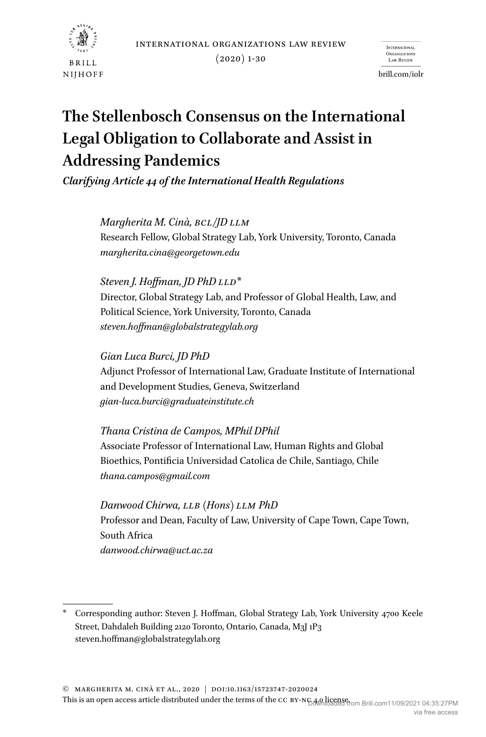# The Stellenbosch Consensus on the International Legal Obligation to Collaborate and Assist in Addressing Pandemics

*Clarifying Article 44 of the International Health Regulations*

*Margherita M. Cinà, BCL/JD LLM*
Research Fellow, Global Strategy Lab, York University, Toronto, Canada
*margherita.cina@georgetown.edu*

*Steven J. Hoffman, JD PhD LLD**
Director, Global Strategy Lab, and Professor of Global Health, Law, and Political Science, York University, Toronto, Canada
*steven.hoffman@globalstrategylab.org*

*Gian Luca Burci, JD PhD*
Adjunct Professor of International Law, Graduate Institute of International and Development Studies, Geneva, Switzerland
*gian-luca.burci@graduateinstitute.ch*

*Thana Cristina de Campos, MPhil DPhil*
Associate Professor of International Law, Human Rights and Global Bioethics, Pontificia Universidad Catolica de Chile, Santiago, Chile
*thana.campos@gmail.com*

*Danwood Chirwa, LLB (Hons) LLM PhD*
Professor and Dean, Faculty of Law, University of Cape Town, Cape Town, South Africa
*danwood.chirwa@uct.ac.za*

---

\* Corresponding author: Steven J. Hoffman, Global Strategy Lab, York University 4700 Keele Street, Dahdaleh Building 2120 Toronto, Ontario, Canada, M3J 1P3 steven.hoffman@globalstrategylab.org

© Margherita M. Cinà et al., 2020 | doi:10.1163/15723747-2020024
This is an open access article distributed under the terms of the CC BY-NC 4.0 license.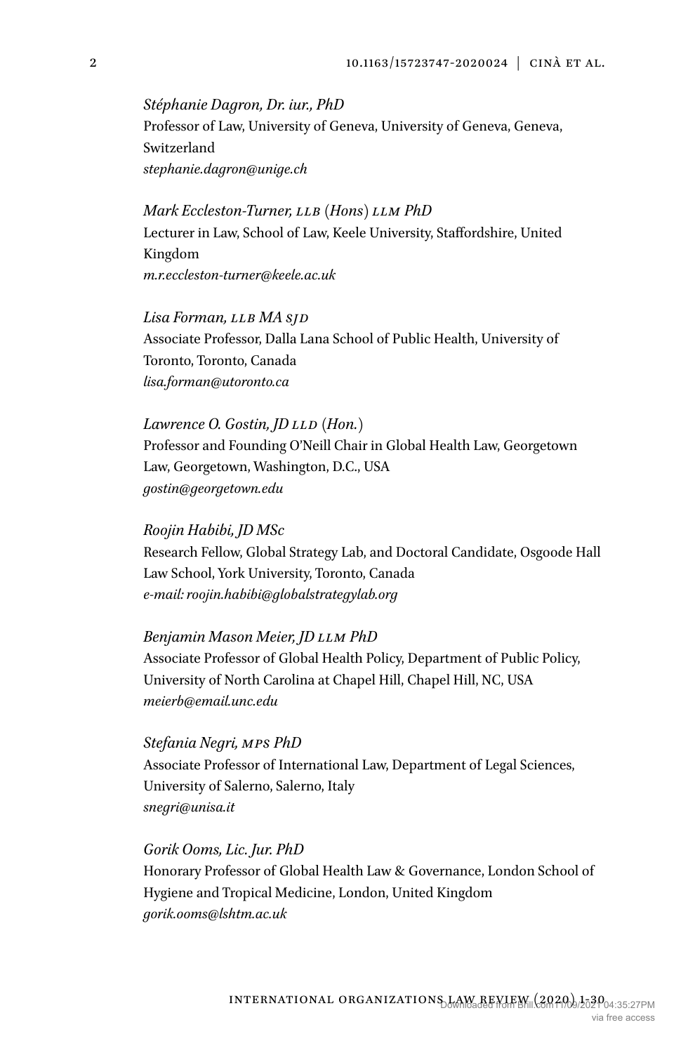*Stéphanie Dagron, Dr. iur., PhD*
Professor of Law, University of Geneva, University of Geneva, Geneva, Switzerland
*stephanie.dagron@unige.ch*

*Mark Eccleston-Turner, LLB (Hons) LLM PhD*
Lecturer in Law, School of Law, Keele University, Staffordshire, United Kingdom
*m.r.eccleston-turner@keele.ac.uk*

*Lisa Forman, LLB MA SJD*
Associate Professor, Dalla Lana School of Public Health, University of Toronto, Toronto, Canada
*lisa.forman@utoronto.ca*

*Lawrence O. Gostin, JD LLD (Hon.)*
Professor and Founding O'Neill Chair in Global Health Law, Georgetown Law, Georgetown, Washington, D.C., USA
*gostin@georgetown.edu*

*Roojin Habibi, JD MSc*
Research Fellow, Global Strategy Lab, and Doctoral Candidate, Osgoode Hall Law School, York University, Toronto, Canada
*e-mail: roojin.habibi@globalstrategylab.org*

*Benjamin Mason Meier, JD LLM PhD*
Associate Professor of Global Health Policy, Department of Public Policy, University of North Carolina at Chapel Hill, Chapel Hill, NC, USA
*meierb@email.unc.edu*

*Stefania Negri, MPS PhD*
Associate Professor of International Law, Department of Legal Sciences, University of Salerno, Salerno, Italy
*snegri@unisa.it*

*Gorik Ooms, Lic. Jur. PhD*
Honorary Professor of Global Health Law & Governance, London School of Hygiene and Tropical Medicine, London, United Kingdom
*gorik.ooms@lshtm.ac.uk*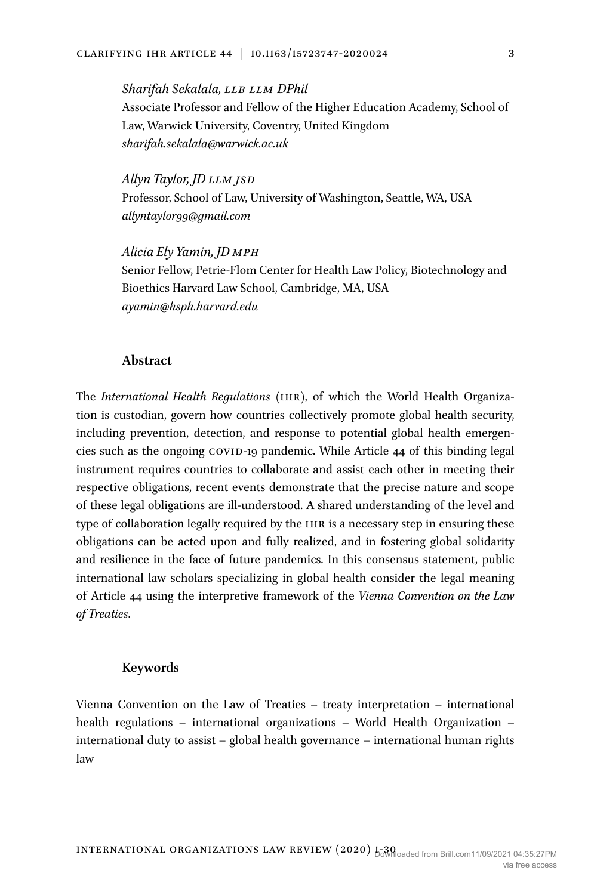*Sharifah Sekalala, LLB LLM DPhil*
Associate Professor and Fellow of the Higher Education Academy, School of Law, Warwick University, Coventry, United Kingdom
*sharifah.sekalala@warwick.ac.uk*

*Allyn Taylor, JD LLM JSD*
Professor, School of Law, University of Washington, Seattle, WA, USA
*allyntaylor99@gmail.com*

*Alicia Ely Yamin, JD MPH*
Senior Fellow, Petrie-Flom Center for Health Law Policy, Biotechnology and Bioethics Harvard Law School, Cambridge, MA, USA
*ayamin@hsph.harvard.edu*

## Abstract

The *International Health Regulations* (IHR), of which the World Health Organization is custodian, govern how countries collectively promote global health security, including prevention, detection, and response to potential global health emergencies such as the ongoing COVID-19 pandemic. While Article 44 of this binding legal instrument requires countries to collaborate and assist each other in meeting their respective obligations, recent events demonstrate that the precise nature and scope of these legal obligations are ill-understood. A shared understanding of the level and type of collaboration legally required by the IHR is a necessary step in ensuring these obligations can be acted upon and fully realized, and in fostering global solidarity and resilience in the face of future pandemics. In this consensus statement, public international law scholars specializing in global health consider the legal meaning of Article 44 using the interpretive framework of the *Vienna Convention on the Law of Treaties*.

## Keywords

Vienna Convention on the Law of Treaties – treaty interpretation – international health regulations – international organizations – World Health Organization – international duty to assist – global health governance – international human rights law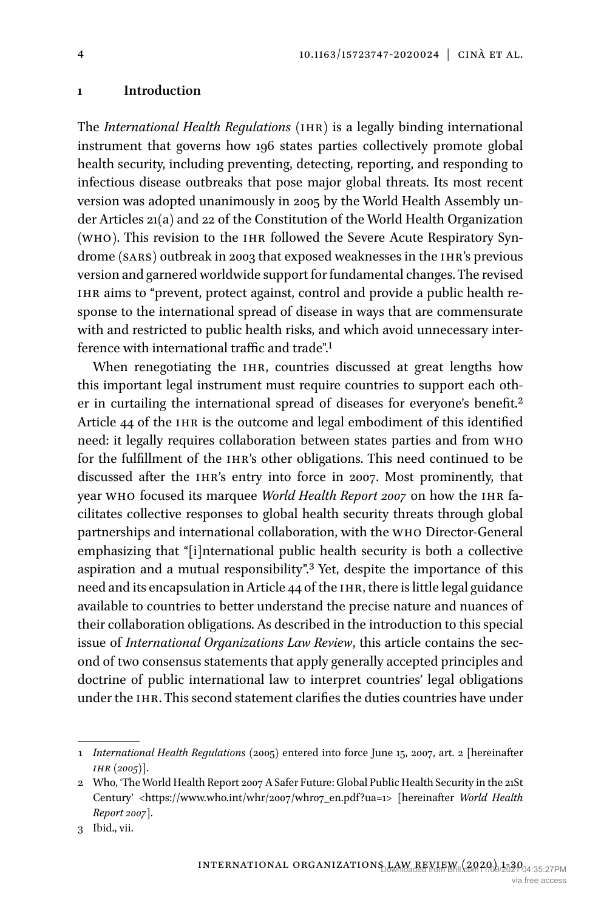## 1 Introduction

The *International Health Regulations* (IHR) is a legally binding international instrument that governs how 196 states parties collectively promote global health security, including preventing, detecting, reporting, and responding to infectious disease outbreaks that pose major global threats. Its most recent version was adopted unanimously in 2005 by the World Health Assembly under Articles 21(a) and 22 of the Constitution of the World Health Organization (WHO). This revision to the IHR followed the Severe Acute Respiratory Syndrome (SARS) outbreak in 2003 that exposed weaknesses in the IHR's previous version and garnered worldwide support for fundamental changes. The revised IHR aims to "prevent, protect against, control and provide a public health response to the international spread of disease in ways that are commensurate with and restricted to public health risks, and which avoid unnecessary interference with international traffic and trade".[1]

When renegotiating the IHR, countries discussed at great lengths how this important legal instrument must require countries to support each other in curtailing the international spread of diseases for everyone's benefit.[2] Article 44 of the IHR is the outcome and legal embodiment of this identified need: it legally requires collaboration between states parties and from WHO for the fulfillment of the IHR's other obligations. This need continued to be discussed after the IHR's entry into force in 2007. Most prominently, that year WHO focused its marquee *World Health Report 2007* on how the IHR facilitates collective responses to global health security threats through global partnerships and international collaboration, with the WHO Director-General emphasizing that "[i]nternational public health security is both a collective aspiration and a mutual responsibility".[3] Yet, despite the importance of this need and its encapsulation in Article 44 of the IHR, there is little legal guidance available to countries to better understand the precise nature and nuances of their collaboration obligations. As described in the introduction to this special issue of *International Organizations Law Review*, this article contains the second of two consensus statements that apply generally accepted principles and doctrine of public international law to interpret countries' legal obligations under the IHR. This second statement clarifies the duties countries have under

---

1 *International Health Regulations* (2005) entered into force June 15, 2007, art. 2 [hereinafter *IHR (2005)*].

2 Who, 'The World Health Report 2007 A Safer Future: Global Public Health Security in the 21St Century' <https://www.who.int/whr/2007/whr07_en.pdf?ua=1> [hereinafter *World Health Report 2007*].

3 Ibid., vii.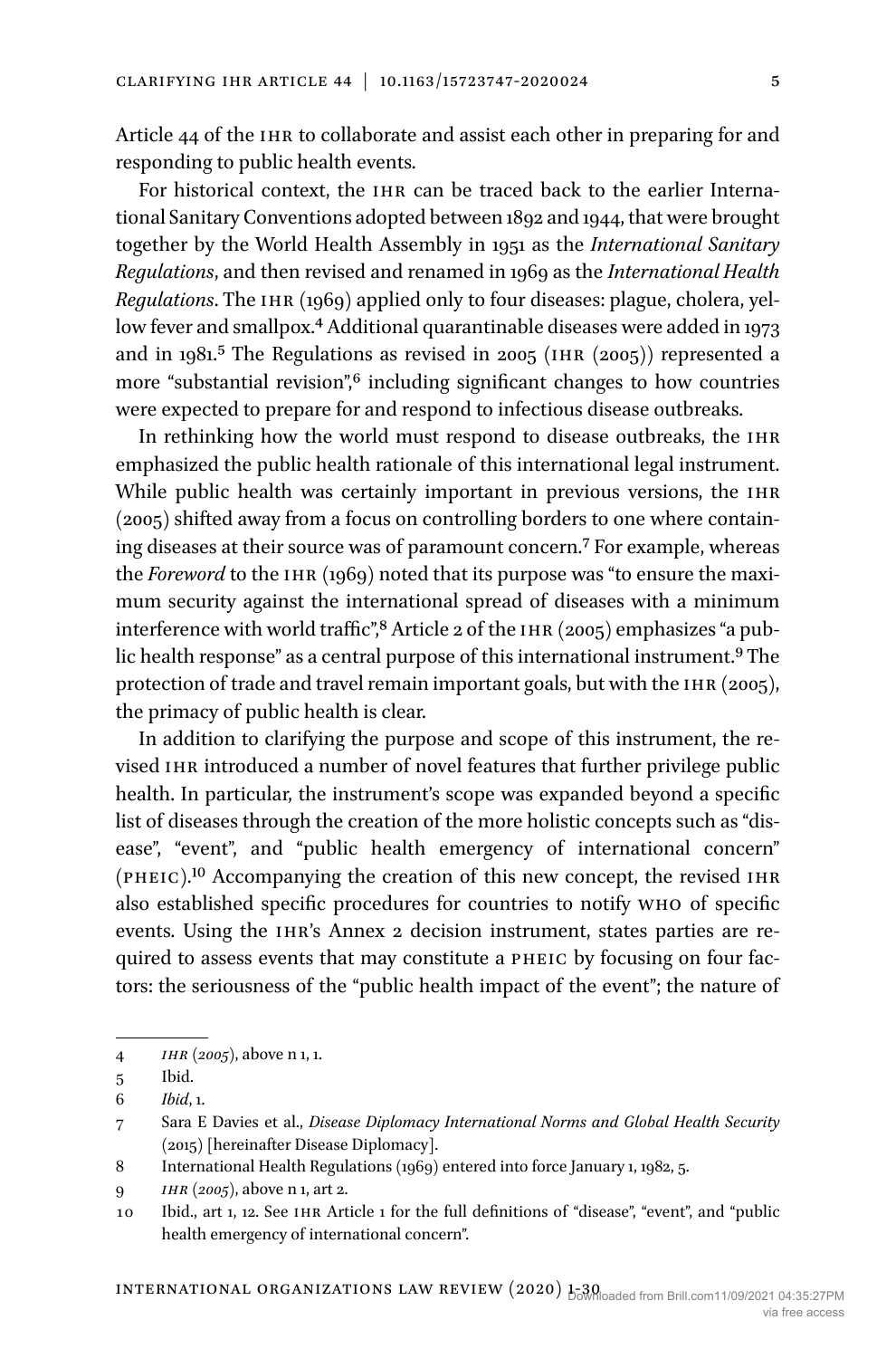Article 44 of the IHR to collaborate and assist each other in preparing for and responding to public health events.

For historical context, the IHR can be traced back to the earlier International Sanitary Conventions adopted between 1892 and 1944, that were brought together by the World Health Assembly in 1951 as the *International Sanitary Regulations*, and then revised and renamed in 1969 as the *International Health Regulations*. The IHR (1969) applied only to four diseases: plague, cholera, yellow fever and smallpox.[4] Additional quarantinable diseases were added in 1973 and in 1981.[5] The Regulations as revised in 2005 (IHR (2005)) represented a more "substantial revision",[6] including significant changes to how countries were expected to prepare for and respond to infectious disease outbreaks.

In rethinking how the world must respond to disease outbreaks, the IHR emphasized the public health rationale of this international legal instrument. While public health was certainly important in previous versions, the IHR (2005) shifted away from a focus on controlling borders to one where containing diseases at their source was of paramount concern.[7] For example, whereas the *Foreword* to the IHR (1969) noted that its purpose was "to ensure the maximum security against the international spread of diseases with a minimum interference with world traffic",[8] Article 2 of the IHR (2005) emphasizes "a public health response" as a central purpose of this international instrument.[9] The protection of trade and travel remain important goals, but with the IHR (2005), the primacy of public health is clear.

In addition to clarifying the purpose and scope of this instrument, the revised IHR introduced a number of novel features that further privilege public health. In particular, the instrument's scope was expanded beyond a specific list of diseases through the creation of the more holistic concepts such as "disease", "event", and "public health emergency of international concern" (PHEIC).[10] Accompanying the creation of this new concept, the revised IHR also established specific procedures for countries to notify WHO of specific events. Using the IHR's Annex 2 decision instrument, states parties are required to assess events that may constitute a PHEIC by focusing on four factors: the seriousness of the "public health impact of the event"; the nature of

---

4 *IHR (2005)*, above n 1, 1.

5 Ibid.

6 *Ibid*, 1.

7 Sara E Davies et al., *Disease Diplomacy International Norms and Global Health Security* (2015) [hereinafter Disease Diplomacy].

8 International Health Regulations (1969) entered into force January 1, 1982, 5.

9 *IHR (2005)*, above n 1, art 2.

10 Ibid., art 1, 12. See IHR Article 1 for the full definitions of "disease", "event", and "public health emergency of international concern".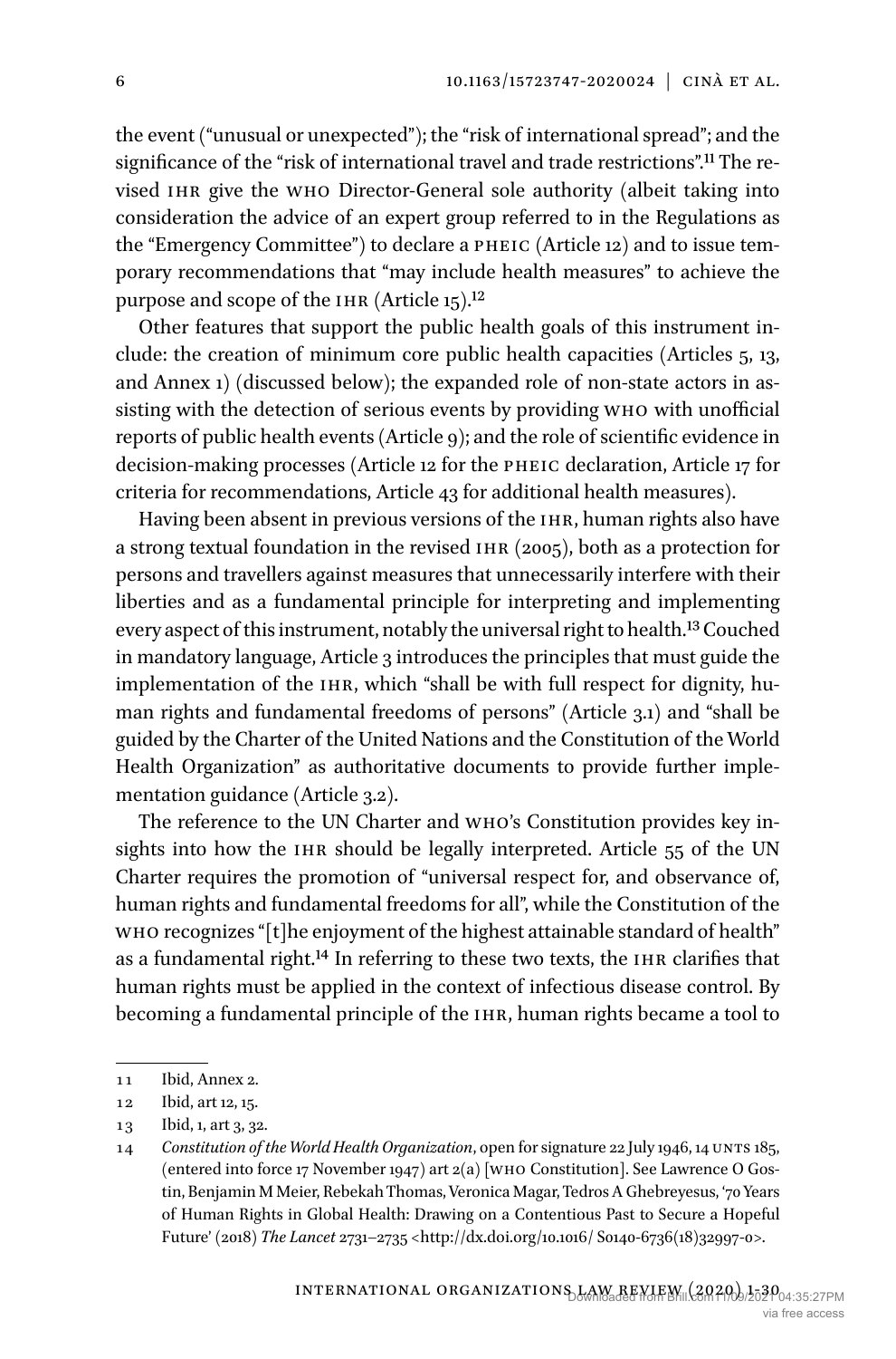the event ("unusual or unexpected"); the "risk of international spread"; and the significance of the "risk of international travel and trade restrictions".[11] The revised IHR give the WHO Director-General sole authority (albeit taking into consideration the advice of an expert group referred to in the Regulations as the "Emergency Committee") to declare a PHEIC (Article 12) and to issue temporary recommendations that "may include health measures" to achieve the purpose and scope of the IHR (Article 15).[12]

Other features that support the public health goals of this instrument include: the creation of minimum core public health capacities (Articles 5, 13, and Annex 1) (discussed below); the expanded role of non-state actors in assisting with the detection of serious events by providing WHO with unofficial reports of public health events (Article 9); and the role of scientific evidence in decision-making processes (Article 12 for the PHEIC declaration, Article 17 for criteria for recommendations, Article 43 for additional health measures).

Having been absent in previous versions of the IHR, human rights also have a strong textual foundation in the revised IHR (2005), both as a protection for persons and travellers against measures that unnecessarily interfere with their liberties and as a fundamental principle for interpreting and implementing every aspect of this instrument, notably the universal right to health.[13] Couched in mandatory language, Article 3 introduces the principles that must guide the implementation of the IHR, which "shall be with full respect for dignity, human rights and fundamental freedoms of persons" (Article 3.1) and "shall be guided by the Charter of the United Nations and the Constitution of the World Health Organization" as authoritative documents to provide further implementation guidance (Article 3.2).

The reference to the UN Charter and WHO's Constitution provides key insights into how the IHR should be legally interpreted. Article 55 of the UN Charter requires the promotion of "universal respect for, and observance of, human rights and fundamental freedoms for all", while the Constitution of the WHO recognizes "[t]he enjoyment of the highest attainable standard of health" as a fundamental right.[14] In referring to these two texts, the IHR clarifies that human rights must be applied in the context of infectious disease control. By becoming a fundamental principle of the IHR, human rights became a tool to

---

11 Ibid, Annex 2.

12 Ibid, art 12, 15.

13 Ibid, 1, art 3, 32.

14 *Constitution of the World Health Organization*, open for signature 22 July 1946, 14 UNTS 185, (entered into force 17 November 1947) art 2(a) [WHO Constitution]. See Lawrence O Gostin, Benjamin M Meier, Rebekah Thomas, Veronica Magar, Tedros A Ghebreyesus, '70 Years of Human Rights in Global Health: Drawing on a Contentious Past to Secure a Hopeful Future' (2018) *The Lancet* 2731–2735 <http://dx.doi.org/10.1016/ S0140-6736(18)32997-0>.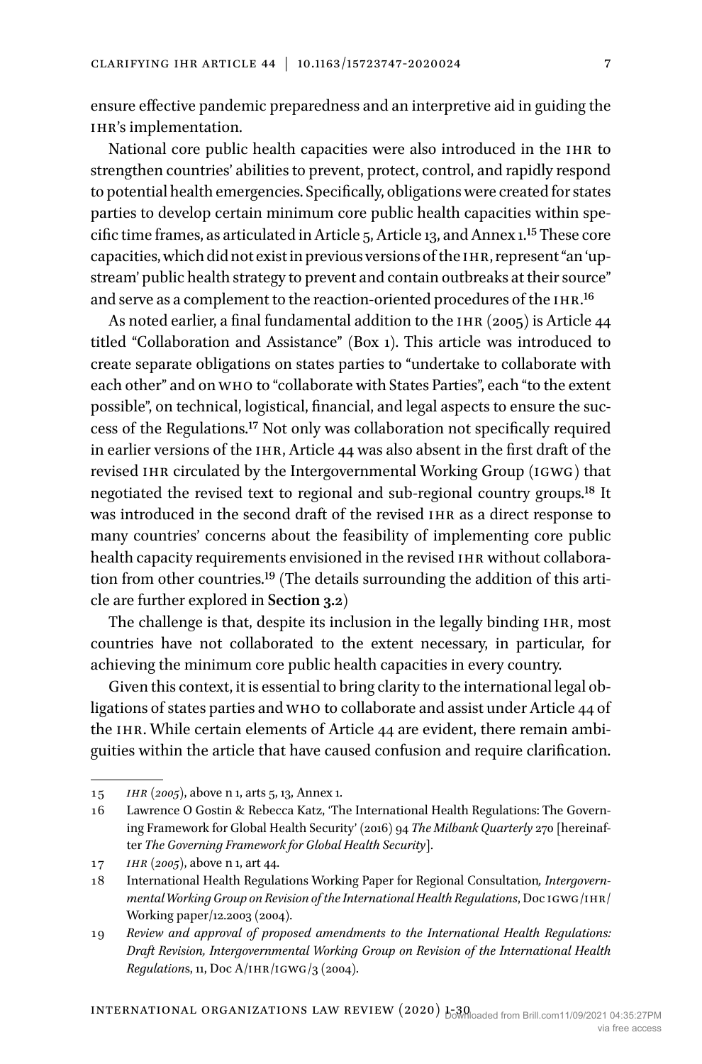ensure effective pandemic preparedness and an interpretive aid in guiding the IHR's implementation.

National core public health capacities were also introduced in the IHR to strengthen countries' abilities to prevent, protect, control, and rapidly respond to potential health emergencies. Specifically, obligations were created for states parties to develop certain minimum core public health capacities within specific time frames, as articulated in Article 5, Article 13, and Annex 1.[15] These core capacities, which did not exist in previous versions of the IHR, represent "an 'upstream' public health strategy to prevent and contain outbreaks at their source" and serve as a complement to the reaction-oriented procedures of the IHR.[16]

As noted earlier, a final fundamental addition to the IHR (2005) is Article 44 titled "Collaboration and Assistance" (Box 1). This article was introduced to create separate obligations on states parties to "undertake to collaborate with each other" and on WHO to "collaborate with States Parties", each "to the extent possible", on technical, logistical, financial, and legal aspects to ensure the success of the Regulations.[17] Not only was collaboration not specifically required in earlier versions of the IHR, Article 44 was also absent in the first draft of the revised IHR circulated by the Intergovernmental Working Group (IGWG) that negotiated the revised text to regional and sub-regional country groups.[18] It was introduced in the second draft of the revised IHR as a direct response to many countries' concerns about the feasibility of implementing core public health capacity requirements envisioned in the revised IHR without collaboration from other countries.[19] (The details surrounding the addition of this article are further explored in **Section 3.2**)

The challenge is that, despite its inclusion in the legally binding IHR, most countries have not collaborated to the extent necessary, in particular, for achieving the minimum core public health capacities in every country.

Given this context, it is essential to bring clarity to the international legal obligations of states parties and WHO to collaborate and assist under Article 44 of the IHR. While certain elements of Article 44 are evident, there remain ambiguities within the article that have caused confusion and require clarification.

---

15 *IHR (2005)*, above n 1, arts 5, 13, Annex 1.

16 Lawrence O Gostin & Rebecca Katz, 'The International Health Regulations: The Governing Framework for Global Health Security' (2016) 94 *The Milbank Quarterly* 270 [hereinafter *The Governing Framework for Global Health Security*].

17 *IHR (2005)*, above n 1, art 44.

18 International Health Regulations Working Paper for Regional Consultation*, Intergovernmental Working Group on Revision of the International Health Regulations*, Doc IGWG/IHR/Working paper/12.2003 (2004).

19 *Review and approval of proposed amendments to the International Health Regulations: Draft Revision, Intergovernmental Working Group on Revision of the International Health Regulations*, 11, Doc A/IHR/IGWG/3 (2004).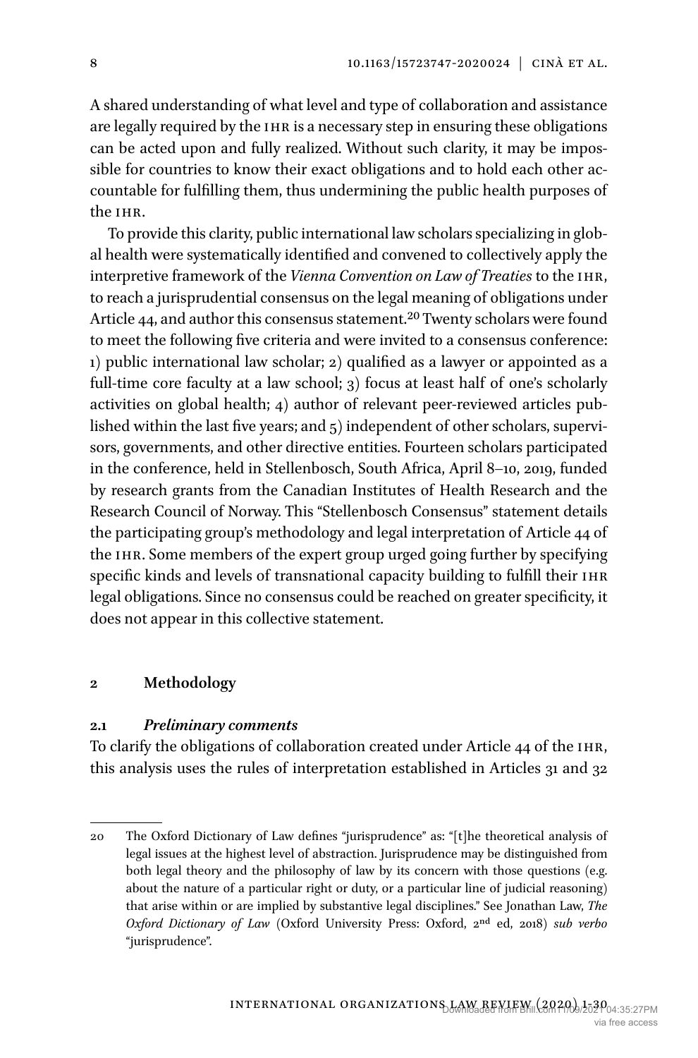A shared understanding of what level and type of collaboration and assistance are legally required by the IHR is a necessary step in ensuring these obligations can be acted upon and fully realized. Without such clarity, it may be impossible for countries to know their exact obligations and to hold each other accountable for fulfilling them, thus undermining the public health purposes of the IHR.

To provide this clarity, public international law scholars specializing in global health were systematically identified and convened to collectively apply the interpretive framework of the *Vienna Convention on Law of Treaties* to the IHR, to reach a jurisprudential consensus on the legal meaning of obligations under Article 44, and author this consensus statement.[20] Twenty scholars were found to meet the following five criteria and were invited to a consensus conference: 1) public international law scholar; 2) qualified as a lawyer or appointed as a full-time core faculty at a law school; 3) focus at least half of one's scholarly activities on global health; 4) author of relevant peer-reviewed articles published within the last five years; and 5) independent of other scholars, supervisors, governments, and other directive entities. Fourteen scholars participated in the conference, held in Stellenbosch, South Africa, April 8–10, 2019, funded by research grants from the Canadian Institutes of Health Research and the Research Council of Norway. This "Stellenbosch Consensus" statement details the participating group's methodology and legal interpretation of Article 44 of the IHR. Some members of the expert group urged going further by specifying specific kinds and levels of transnational capacity building to fulfill their IHR legal obligations. Since no consensus could be reached on greater specificity, it does not appear in this collective statement.

## 2 Methodology

### 2.1 *Preliminary comments*

To clarify the obligations of collaboration created under Article 44 of the IHR, this analysis uses the rules of interpretation established in Articles 31 and 32

---

20 The Oxford Dictionary of Law defines "jurisprudence" as: "[t]he theoretical analysis of legal issues at the highest level of abstraction. Jurisprudence may be distinguished from both legal theory and the philosophy of law by its concern with those questions (e.g. about the nature of a particular right or duty, or a particular line of judicial reasoning) that arise within or are implied by substantive legal disciplines." See Jonathan Law, *The Oxford Dictionary of Law* (Oxford University Press: Oxford, 2nd ed, 2018) *sub verbo* "jurisprudence".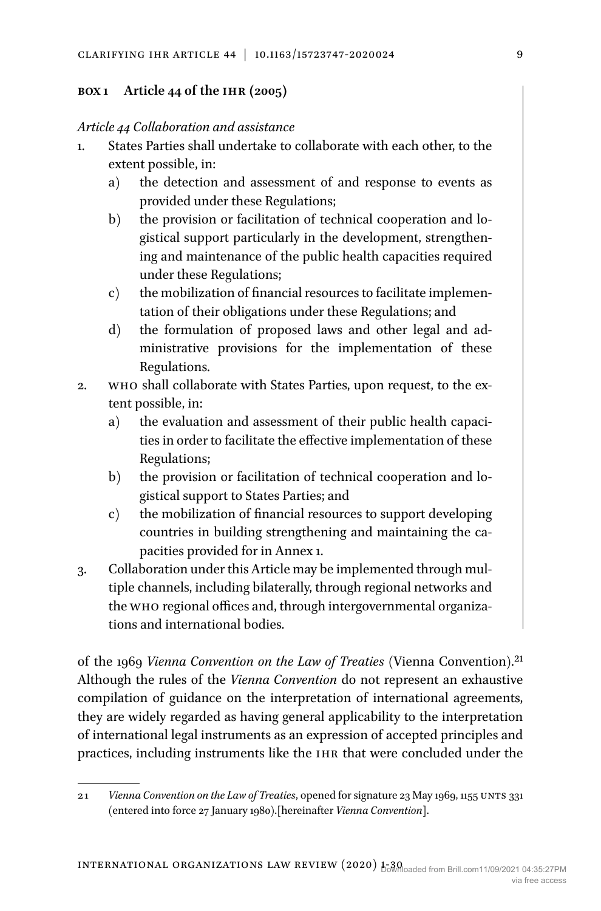**BOX 1 Article 44 of the IHR (2005)**

*Article 44 Collaboration and assistance*

1. States Parties shall undertake to collaborate with each other, to the extent possible, in:
   a) the detection and assessment of and response to events as provided under these Regulations;
   b) the provision or facilitation of technical cooperation and logistical support particularly in the development, strengthening and maintenance of the public health capacities required under these Regulations;
   c) the mobilization of financial resources to facilitate implementation of their obligations under these Regulations; and
   d) the formulation of proposed laws and other legal and administrative provisions for the implementation of these Regulations.
2. WHO shall collaborate with States Parties, upon request, to the extent possible, in:
   a) the evaluation and assessment of their public health capacities in order to facilitate the effective implementation of these Regulations;
   b) the provision or facilitation of technical cooperation and logistical support to States Parties; and
   c) the mobilization of financial resources to support developing countries in building strengthening and maintaining the capacities provided for in Annex 1.
3. Collaboration under this Article may be implemented through multiple channels, including bilaterally, through regional networks and the WHO regional offices and, through intergovernmental organizations and international bodies.

of the 1969 *Vienna Convention on the Law of Treaties* (Vienna Convention).[21] Although the rules of the *Vienna Convention* do not represent an exhaustive compilation of guidance on the interpretation of international agreements, they are widely regarded as having general applicability to the interpretation of international legal instruments as an expression of accepted principles and practices, including instruments like the IHR that were concluded under the

---

21 *Vienna Convention on the Law of Treaties*, opened for signature 23 May 1969, 1155 UNTS 331 (entered into force 27 January 1980).[hereinafter *Vienna Convention*].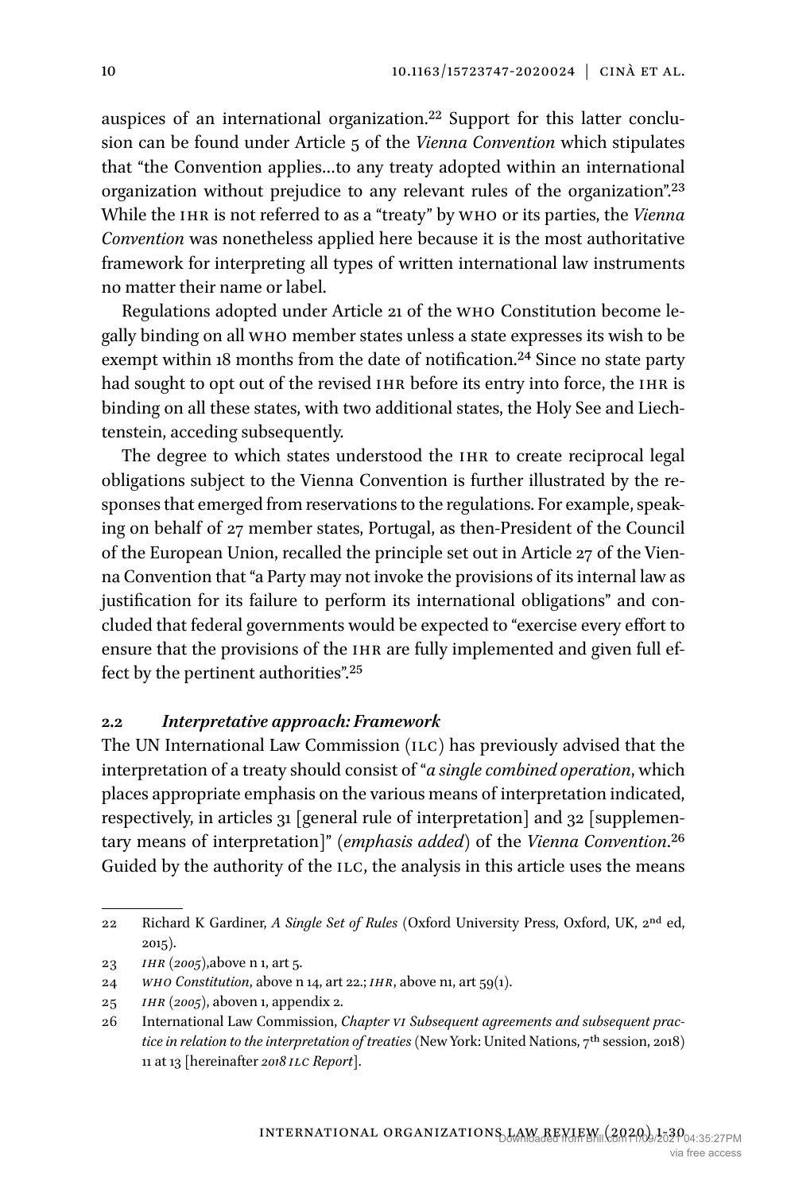auspices of an international organization.[22] Support for this latter conclusion can be found under Article 5 of the *Vienna Convention* which stipulates that "the Convention applies…to any treaty adopted within an international organization without prejudice to any relevant rules of the organization".[23] While the IHR is not referred to as a "treaty" by WHO or its parties, the *Vienna Convention* was nonetheless applied here because it is the most authoritative framework for interpreting all types of written international law instruments no matter their name or label.

Regulations adopted under Article 21 of the WHO Constitution become legally binding on all WHO member states unless a state expresses its wish to be exempt within 18 months from the date of notification.[24] Since no state party had sought to opt out of the revised IHR before its entry into force, the IHR is binding on all these states, with two additional states, the Holy See and Liechtenstein, acceding subsequently.

The degree to which states understood the IHR to create reciprocal legal obligations subject to the Vienna Convention is further illustrated by the responses that emerged from reservations to the regulations. For example, speaking on behalf of 27 member states, Portugal, as then-President of the Council of the European Union, recalled the principle set out in Article 27 of the Vienna Convention that "a Party may not invoke the provisions of its internal law as justification for its failure to perform its international obligations" and concluded that federal governments would be expected to "exercise every effort to ensure that the provisions of the IHR are fully implemented and given full effect by the pertinent authorities".[25]

### 2.2 *Interpretative approach: Framework*

The UN International Law Commission (ILC) has previously advised that the interpretation of a treaty should consist of "*a single combined operation*, which places appropriate emphasis on the various means of interpretation indicated, respectively, in articles 31 [general rule of interpretation] and 32 [supplementary means of interpretation]" (*emphasis added*) of the *Vienna Convention*.[26] Guided by the authority of the ILC, the analysis in this article uses the means

---

22 Richard K Gardiner, *A Single Set of Rules* (Oxford University Press, Oxford, UK, 2nd ed, 2015).

23 *IHR (2005)*,above n 1, art 5.

24 *WHO Constitution*, above n 14, art 22.; *IHR*, above n1, art 59(1).

25 *IHR (2005)*, aboven 1, appendix 2.

26 International Law Commission, *Chapter VI Subsequent agreements and subsequent practice in relation to the interpretation of treaties* (New York: United Nations, 7th session, 2018) 11 at 13 [hereinafter *2018 ILC Report*].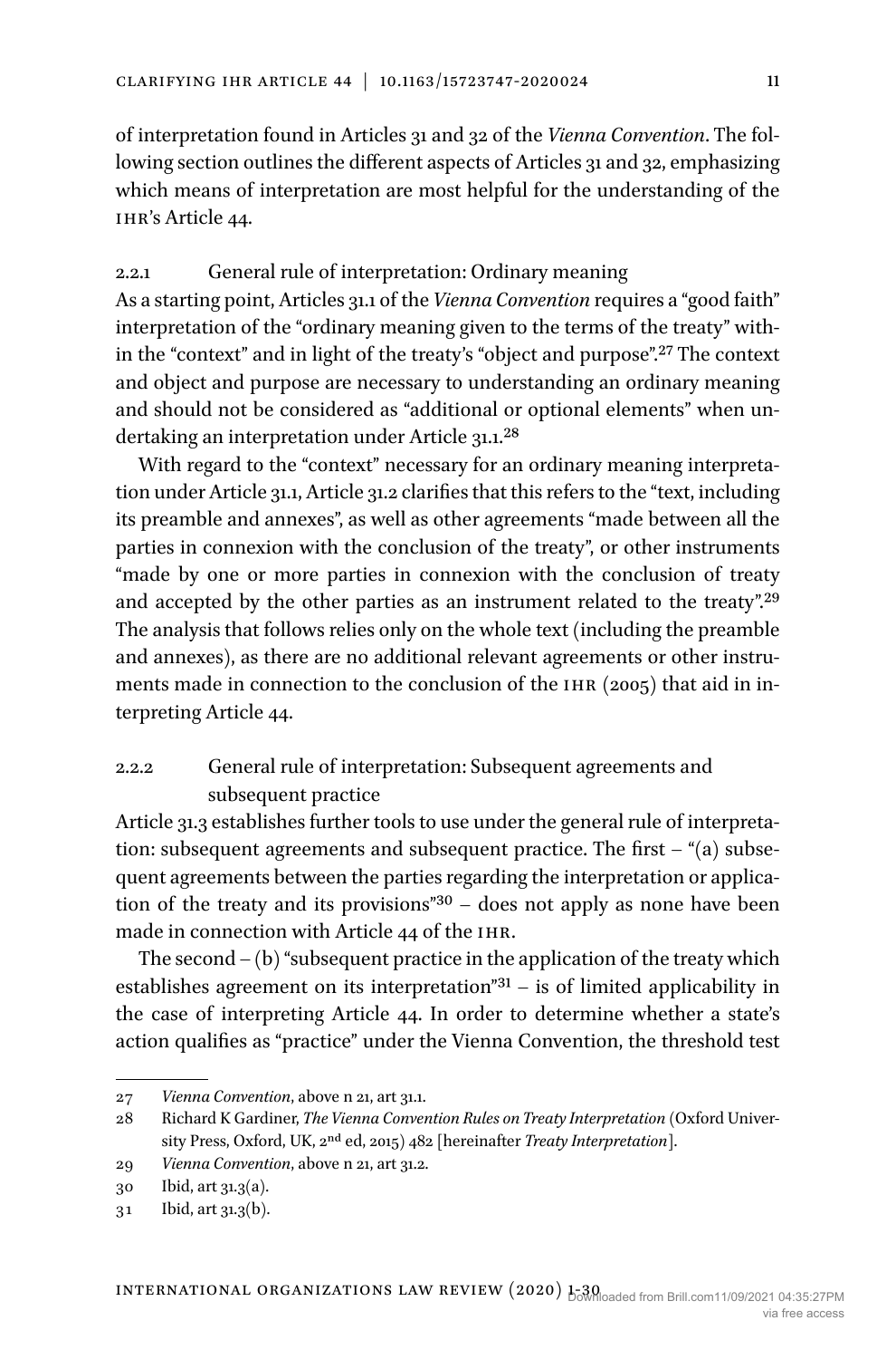of interpretation found in Articles 31 and 32 of the *Vienna Convention*. The following section outlines the different aspects of Articles 31 and 32, emphasizing which means of interpretation are most helpful for the understanding of the IHR's Article 44.

### 2.2.1 General rule of interpretation: Ordinary meaning

As a starting point, Articles 31.1 of the *Vienna Convention* requires a "good faith" interpretation of the "ordinary meaning given to the terms of the treaty" within the "context" and in light of the treaty's "object and purpose".[27] The context and object and purpose are necessary to understanding an ordinary meaning and should not be considered as "additional or optional elements" when undertaking an interpretation under Article 31.1.[28]

With regard to the "context" necessary for an ordinary meaning interpretation under Article 31.1, Article 31.2 clarifies that this refers to the "text, including its preamble and annexes", as well as other agreements "made between all the parties in connexion with the conclusion of the treaty", or other instruments "made by one or more parties in connexion with the conclusion of treaty and accepted by the other parties as an instrument related to the treaty".[29] The analysis that follows relies only on the whole text (including the preamble and annexes), as there are no additional relevant agreements or other instruments made in connection to the conclusion of the IHR (2005) that aid in interpreting Article 44.

### 2.2.2 General rule of interpretation: Subsequent agreements and subsequent practice

Article 31.3 establishes further tools to use under the general rule of interpretation: subsequent agreements and subsequent practice. The first – "(a) subsequent agreements between the parties regarding the interpretation or application of the treaty and its provisions"[30] – does not apply as none have been made in connection with Article 44 of the IHR.

The second – (b) "subsequent practice in the application of the treaty which establishes agreement on its interpretation"[31] – is of limited applicability in the case of interpreting Article 44. In order to determine whether a state's action qualifies as "practice" under the Vienna Convention, the threshold test

---

27 *Vienna Convention*, above n 21, art 31.1.

28 Richard K Gardiner, *The Vienna Convention Rules on Treaty Interpretation* (Oxford University Press, Oxford, UK, 2nd ed, 2015) 482 [hereinafter *Treaty Interpretation*].

29 *Vienna Convention*, above n 21, art 31.2.

30 Ibid, art 31.3(a).

31 Ibid, art 31.3(b).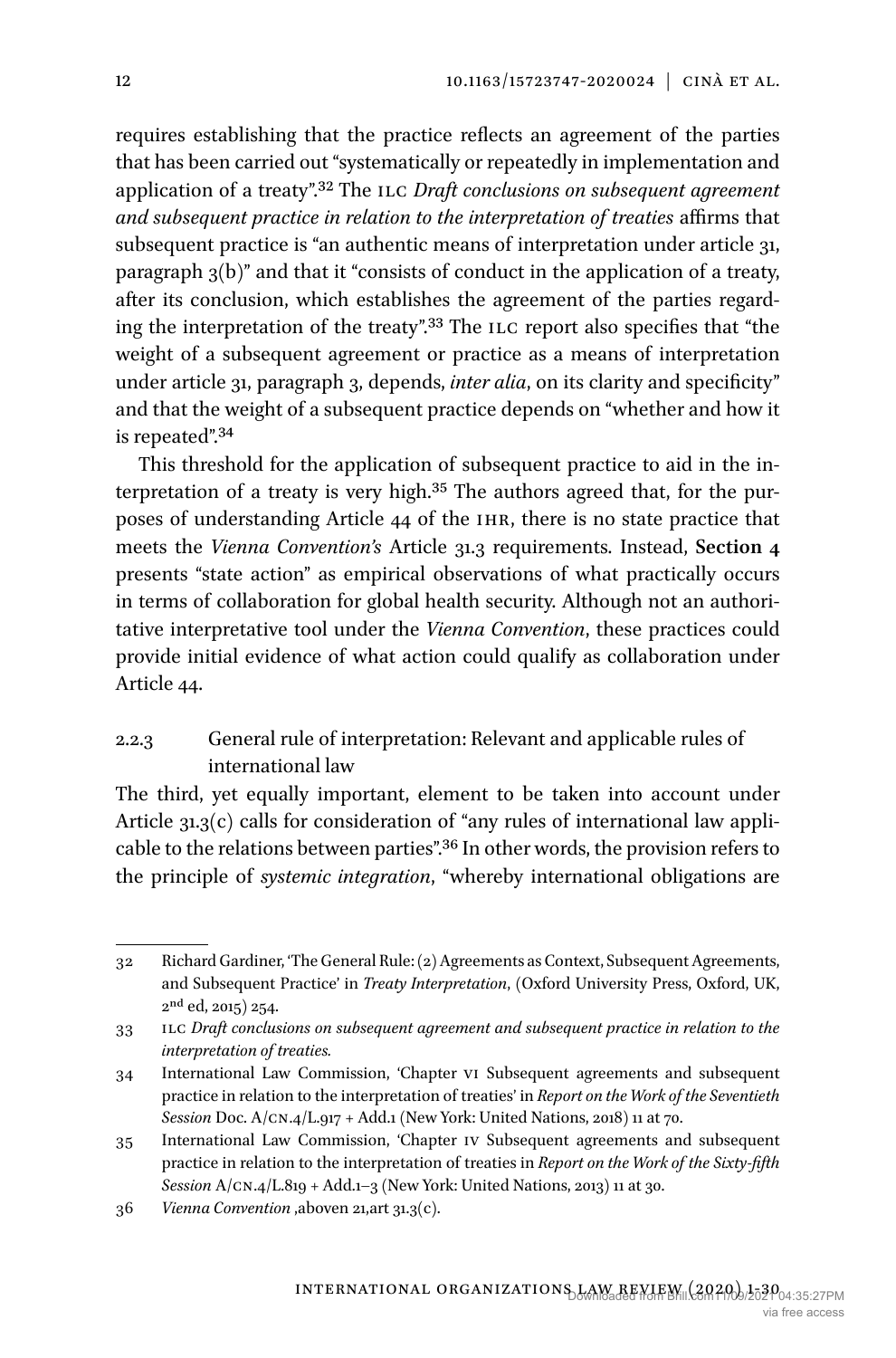requires establishing that the practice reflects an agreement of the parties that has been carried out "systematically or repeatedly in implementation and application of a treaty".[32] The ILC *Draft conclusions on subsequent agreement and subsequent practice in relation to the interpretation of treaties* affirms that subsequent practice is "an authentic means of interpretation under article 31, paragraph 3(b)" and that it "consists of conduct in the application of a treaty, after its conclusion, which establishes the agreement of the parties regarding the interpretation of the treaty".[33] The ILC report also specifies that "the weight of a subsequent agreement or practice as a means of interpretation under article 31, paragraph 3, depends, *inter alia*, on its clarity and specificity" and that the weight of a subsequent practice depends on "whether and how it is repeated".[34]

This threshold for the application of subsequent practice to aid in the interpretation of a treaty is very high.[35] The authors agreed that, for the purposes of understanding Article 44 of the IHR, there is no state practice that meets the *Vienna Convention's* Article 31.3 requirements. Instead, **Section 4** presents "state action" as empirical observations of what practically occurs in terms of collaboration for global health security. Although not an authoritative interpretative tool under the *Vienna Convention*, these practices could provide initial evidence of what action could qualify as collaboration under Article 44.

### 2.2.3 General rule of interpretation: Relevant and applicable rules of international law

The third, yet equally important, element to be taken into account under Article 31.3(c) calls for consideration of "any rules of international law applicable to the relations between parties".[36] In other words, the provision refers to the principle of *systemic integration*, "whereby international obligations are

---

32 Richard Gardiner, 'The General Rule: (2) Agreements as Context, Subsequent Agreements, and Subsequent Practice' in *Treaty Interpretation*, (Oxford University Press, Oxford, UK, 2nd ed, 2015) 254.

33 ILC *Draft conclusions on subsequent agreement and subsequent practice in relation to the interpretation of treaties.*

34 International Law Commission, 'Chapter VI Subsequent agreements and subsequent practice in relation to the interpretation of treaties' in *Report on the Work of the Seventieth Session* Doc. A/CN.4/L.917 + Add.1 (New York: United Nations, 2018) 11 at 70.

35 International Law Commission, 'Chapter IV Subsequent agreements and subsequent practice in relation to the interpretation of treaties in *Report on the Work of the Sixty-fifth Session* A/CN.4/L.819 + Add.1–3 (New York: United Nations, 2013) 11 at 30.

36 *Vienna Convention* ,aboven 21,art 31.3(c).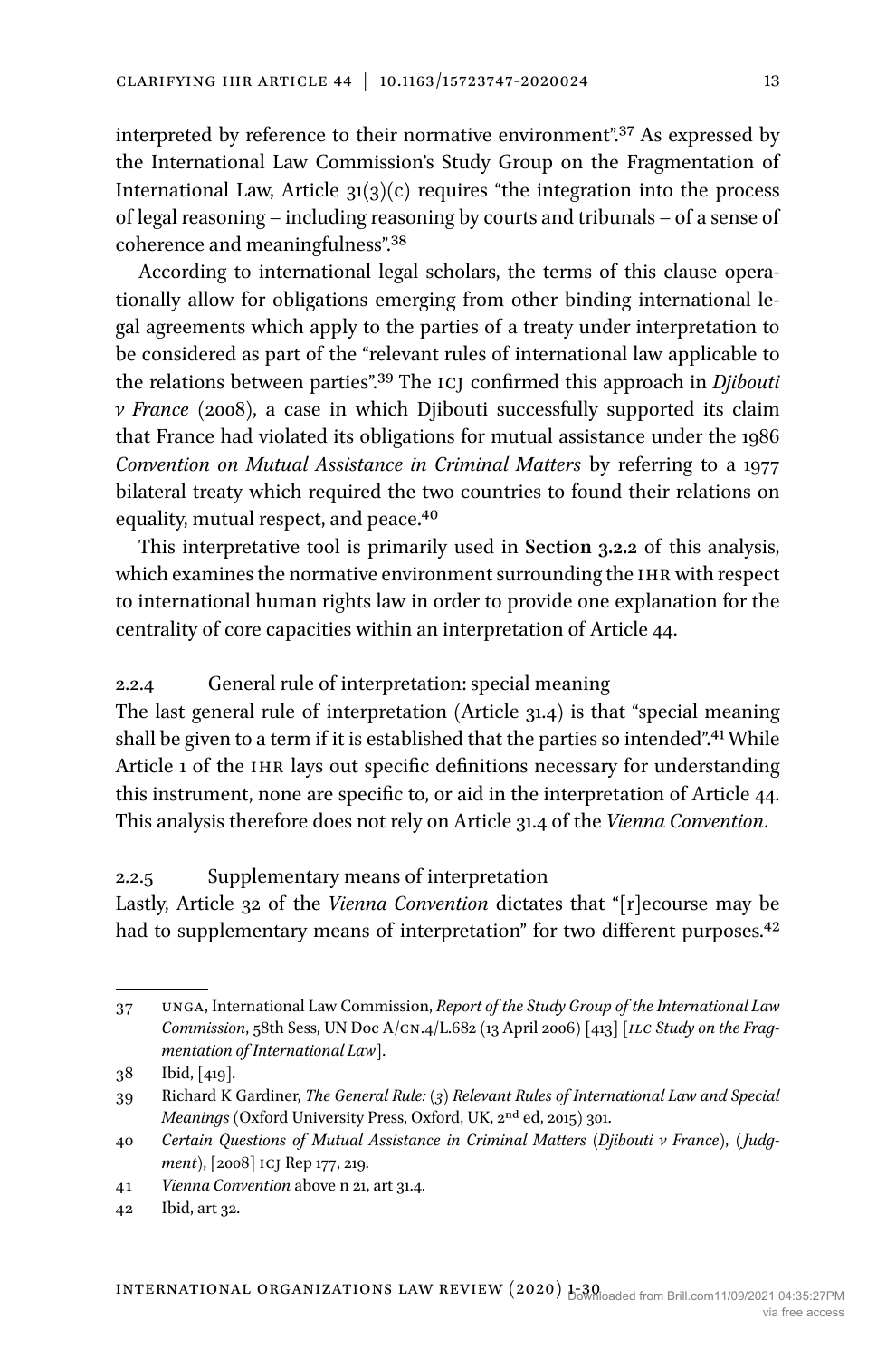interpreted by reference to their normative environment".[37] As expressed by the International Law Commission's Study Group on the Fragmentation of International Law, Article 31(3)(c) requires "the integration into the process of legal reasoning – including reasoning by courts and tribunals – of a sense of coherence and meaningfulness".[38]

According to international legal scholars, the terms of this clause operationally allow for obligations emerging from other binding international legal agreements which apply to the parties of a treaty under interpretation to be considered as part of the "relevant rules of international law applicable to the relations between parties".[39] The ICJ confirmed this approach in *Djibouti v France* (2008), a case in which Djibouti successfully supported its claim that France had violated its obligations for mutual assistance under the 1986 *Convention on Mutual Assistance in Criminal Matters* by referring to a 1977 bilateral treaty which required the two countries to found their relations on equality, mutual respect, and peace.[40]

This interpretative tool is primarily used in **Section 3.2.2** of this analysis, which examines the normative environment surrounding the IHR with respect to international human rights law in order to provide one explanation for the centrality of core capacities within an interpretation of Article 44.

### 2.2.4 General rule of interpretation: special meaning

The last general rule of interpretation (Article 31.4) is that "special meaning shall be given to a term if it is established that the parties so intended".[41] While Article 1 of the IHR lays out specific definitions necessary for understanding this instrument, none are specific to, or aid in the interpretation of Article 44. This analysis therefore does not rely on Article 31.4 of the *Vienna Convention*.

### 2.2.5 Supplementary means of interpretation

Lastly, Article 32 of the *Vienna Convention* dictates that "[r]ecourse may be had to supplementary means of interpretation" for two different purposes.[42]

---

37 UNGA, International Law Commission, *Report of the Study Group of the International Law Commission*, 58th Sess, UN Doc A/CN.4/L.682 (13 April 2006) [413] [*ILC Study on the Fragmentation of International Law*].

38 Ibid, [419].

39 Richard K Gardiner, *The General Rule: (3) Relevant Rules of International Law and Special Meanings* (Oxford University Press, Oxford, UK, 2nd ed, 2015) 301.

40 *Certain Questions of Mutual Assistance in Criminal Matters (Djibouti v France), (Judgment)*, [2008] ICJ Rep 177, 219.

41 *Vienna Convention* above n 21, art 31.4.

42 Ibid, art 32.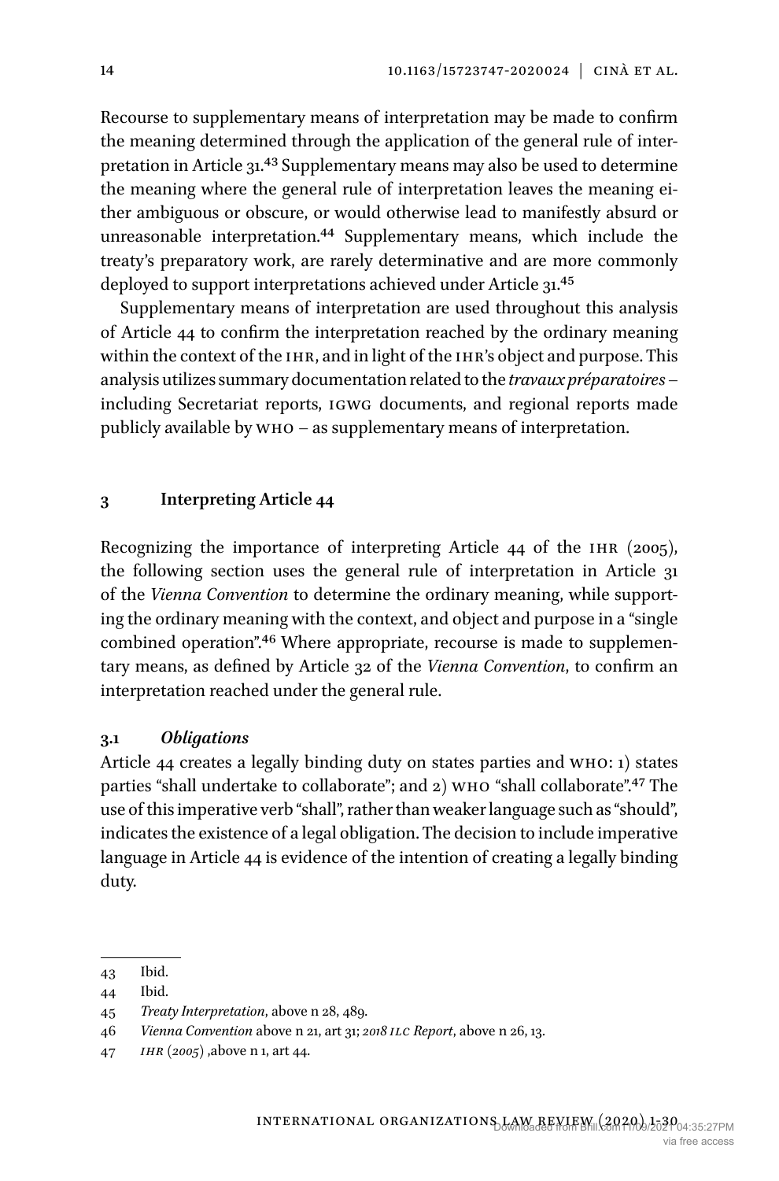Recourse to supplementary means of interpretation may be made to confirm the meaning determined through the application of the general rule of interpretation in Article 31.[43] Supplementary means may also be used to determine the meaning where the general rule of interpretation leaves the meaning either ambiguous or obscure, or would otherwise lead to manifestly absurd or unreasonable interpretation.[44] Supplementary means, which include the treaty's preparatory work, are rarely determinative and are more commonly deployed to support interpretations achieved under Article 31.[45]

Supplementary means of interpretation are used throughout this analysis of Article 44 to confirm the interpretation reached by the ordinary meaning within the context of the IHR, and in light of the IHR's object and purpose. This analysis utilizes summary documentation related to the *travaux préparatoires* – including Secretariat reports, IGWG documents, and regional reports made publicly available by WHO – as supplementary means of interpretation.

## 3 Interpreting Article 44

Recognizing the importance of interpreting Article 44 of the IHR (2005), the following section uses the general rule of interpretation in Article 31 of the *Vienna Convention* to determine the ordinary meaning, while supporting the ordinary meaning with the context, and object and purpose in a "single combined operation".[46] Where appropriate, recourse is made to supplementary means, as defined by Article 32 of the *Vienna Convention*, to confirm an interpretation reached under the general rule.

### 3.1 *Obligations*

Article 44 creates a legally binding duty on states parties and WHO: 1) states parties "shall undertake to collaborate"; and 2) WHO "shall collaborate".[47] The use of this imperative verb "shall", rather than weaker language such as "should", indicates the existence of a legal obligation. The decision to include imperative language in Article 44 is evidence of the intention of creating a legally binding duty.

---

43 Ibid.

44 Ibid.

45 *Treaty Interpretation*, above n 28, 489.

46 *Vienna Convention* above n 21, art 31; *2018 ILC Report*, above n 26, 13.

47 *IHR (2005)* ,above n 1, art 44.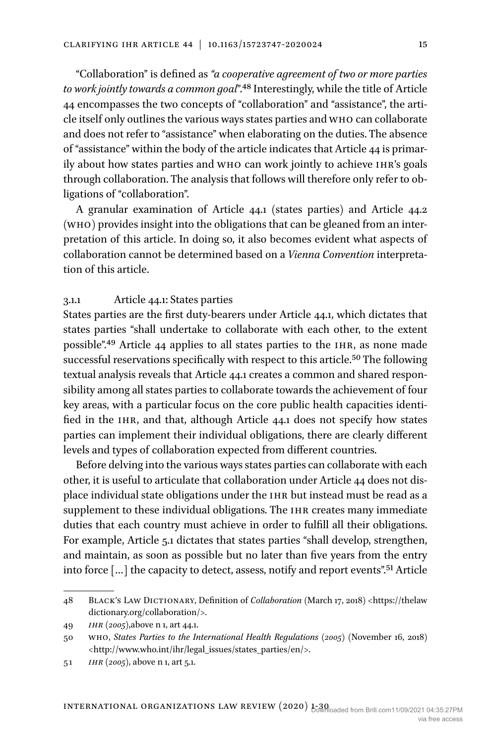"Collaboration" is defined as *"a cooperative agreement of two or more parties to work jointly towards a common goal"*.[48] Interestingly, while the title of Article 44 encompasses the two concepts of "collaboration" and "assistance", the article itself only outlines the various ways states parties and WHO can collaborate and does not refer to "assistance" when elaborating on the duties. The absence of "assistance" within the body of the article indicates that Article 44 is primarily about how states parties and WHO can work jointly to achieve IHR's goals through collaboration. The analysis that follows will therefore only refer to obligations of "collaboration".

A granular examination of Article 44.1 (states parties) and Article 44.2 (WHO) provides insight into the obligations that can be gleaned from an interpretation of this article. In doing so, it also becomes evident what aspects of collaboration cannot be determined based on a *Vienna Convention* interpretation of this article.

#### 3.1.1 Article 44.1: States parties

States parties are the first duty-bearers under Article 44.1, which dictates that states parties "shall undertake to collaborate with each other, to the extent possible".[49] Article 44 applies to all states parties to the IHR, as none made successful reservations specifically with respect to this article.[50] The following textual analysis reveals that Article 44.1 creates a common and shared responsibility among all states parties to collaborate towards the achievement of four key areas, with a particular focus on the core public health capacities identified in the IHR, and that, although Article 44.1 does not specify how states parties can implement their individual obligations, there are clearly different levels and types of collaboration expected from different countries.

Before delving into the various ways states parties can collaborate with each other, it is useful to articulate that collaboration under Article 44 does not displace individual state obligations under the IHR but instead must be read as a supplement to these individual obligations. The IHR creates many immediate duties that each country must achieve in order to fulfill all their obligations. For example, Article 5.1 dictates that states parties "shall develop, strengthen, and maintain, as soon as possible but no later than five years from the entry into force […] the capacity to detect, assess, notify and report events".[51] Article

---

48 Black's Law Dictionary, Definition of *Collaboration* (March 17, 2018) <https://thelawdictionary.org/collaboration/>.

49 *IHR (2005)*,above n 1, art 44.1.

50 WHO, *States Parties to the International Health Regulations (2005)* (November 16, 2018) <http://www.who.int/ihr/legal_issues/states_parties/en/>.

51 *IHR (2005)*, above n 1, art 5.1.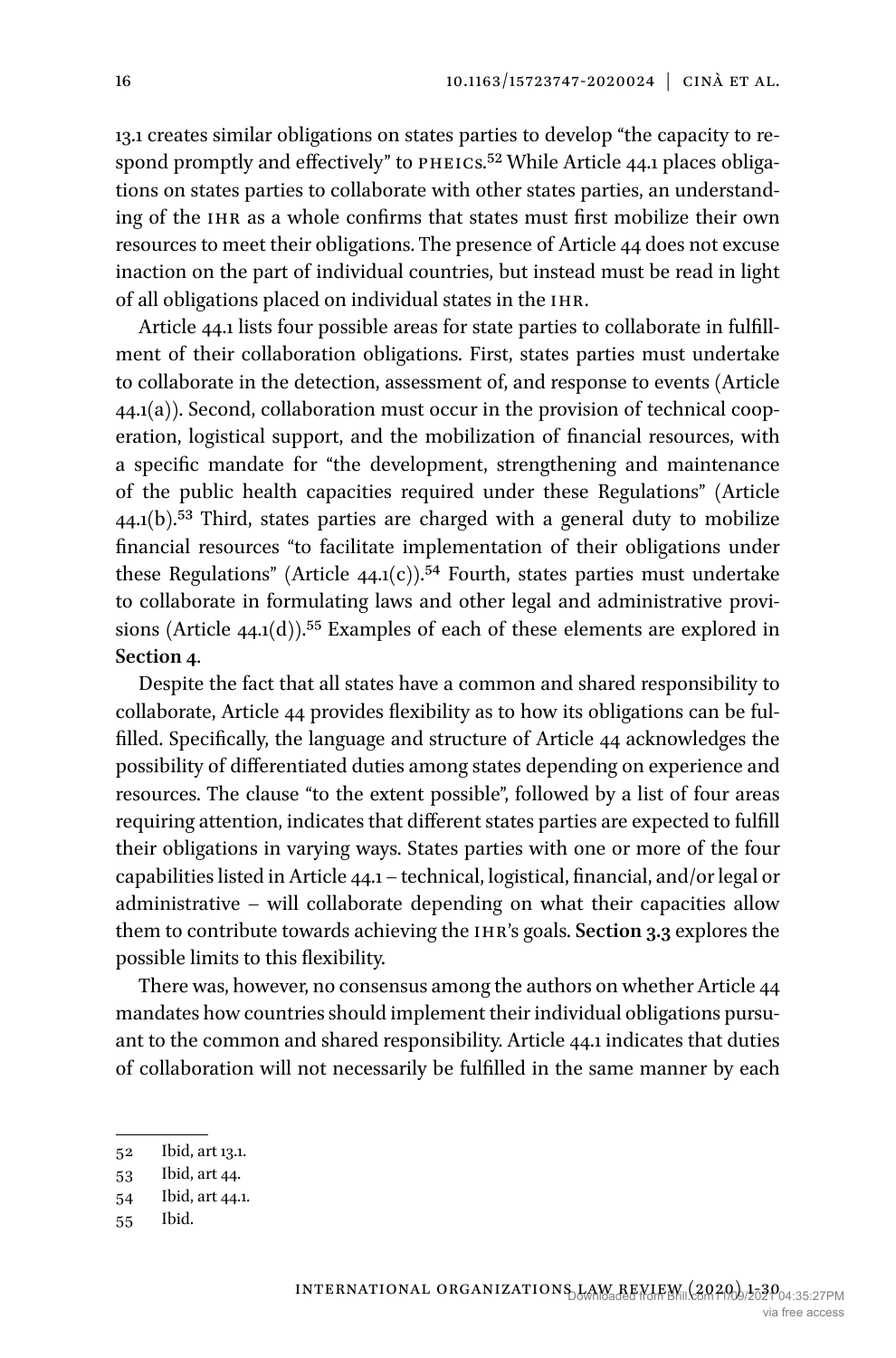13.1 creates similar obligations on states parties to develop "the capacity to respond promptly and effectively" to PHEICs.[52] While Article 44.1 places obligations on states parties to collaborate with other states parties, an understanding of the IHR as a whole confirms that states must first mobilize their own resources to meet their obligations. The presence of Article 44 does not excuse inaction on the part of individual countries, but instead must be read in light of all obligations placed on individual states in the IHR.

Article 44.1 lists four possible areas for state parties to collaborate in fulfillment of their collaboration obligations. First, states parties must undertake to collaborate in the detection, assessment of, and response to events (Article 44.1(a)). Second, collaboration must occur in the provision of technical cooperation, logistical support, and the mobilization of financial resources, with a specific mandate for "the development, strengthening and maintenance of the public health capacities required under these Regulations" (Article 44.1(b).[53] Third, states parties are charged with a general duty to mobilize financial resources "to facilitate implementation of their obligations under these Regulations" (Article 44.1(c)).[54] Fourth, states parties must undertake to collaborate in formulating laws and other legal and administrative provisions (Article 44.1(d)).[55] Examples of each of these elements are explored in **Section 4**.

Despite the fact that all states have a common and shared responsibility to collaborate, Article 44 provides flexibility as to how its obligations can be fulfilled. Specifically, the language and structure of Article 44 acknowledges the possibility of differentiated duties among states depending on experience and resources. The clause "to the extent possible", followed by a list of four areas requiring attention, indicates that different states parties are expected to fulfill their obligations in varying ways. States parties with one or more of the four capabilities listed in Article 44.1 – technical, logistical, financial, and/or legal or administrative – will collaborate depending on what their capacities allow them to contribute towards achieving the IHR's goals. **Section 3.3** explores the possible limits to this flexibility.

There was, however, no consensus among the authors on whether Article 44 mandates how countries should implement their individual obligations pursuant to the common and shared responsibility. Article 44.1 indicates that duties of collaboration will not necessarily be fulfilled in the same manner by each

---

52 Ibid, art 13.1.

53 Ibid, art 44.

54 Ibid, art 44.1.

55 Ibid.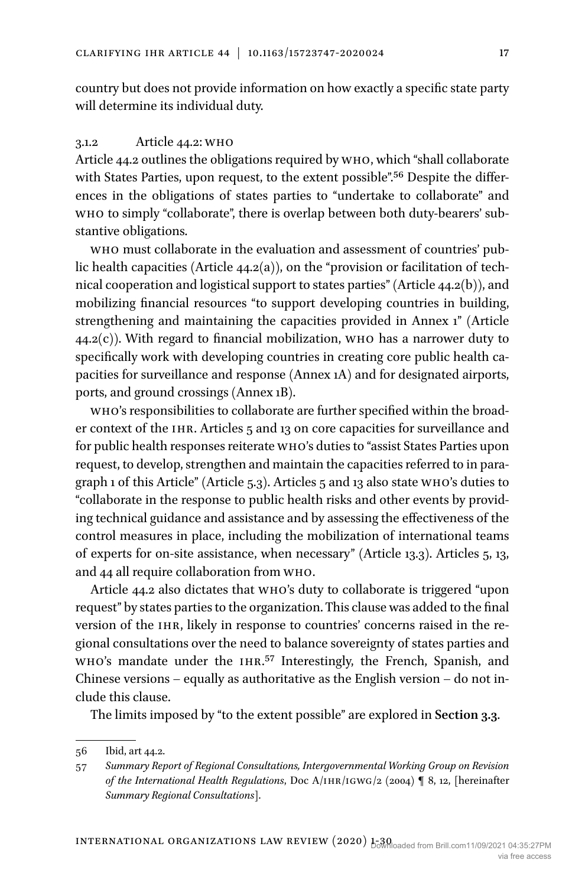country but does not provide information on how exactly a specific state party will determine its individual duty.

#### 3.1.2 Article 44.2: WHO

Article 44.2 outlines the obligations required by WHO, which "shall collaborate with States Parties, upon request, to the extent possible".[56] Despite the differences in the obligations of states parties to "undertake to collaborate" and WHO to simply "collaborate", there is overlap between both duty-bearers' substantive obligations.

WHO must collaborate in the evaluation and assessment of countries' public health capacities (Article 44.2(a)), on the "provision or facilitation of technical cooperation and logistical support to states parties" (Article 44.2(b)), and mobilizing financial resources "to support developing countries in building, strengthening and maintaining the capacities provided in Annex 1" (Article 44.2(c)). With regard to financial mobilization, WHO has a narrower duty to specifically work with developing countries in creating core public health capacities for surveillance and response (Annex 1A) and for designated airports, ports, and ground crossings (Annex 1B).

WHO's responsibilities to collaborate are further specified within the broader context of the IHR. Articles 5 and 13 on core capacities for surveillance and for public health responses reiterate WHO's duties to "assist States Parties upon request, to develop, strengthen and maintain the capacities referred to in paragraph 1 of this Article" (Article 5.3). Articles 5 and 13 also state WHO's duties to "collaborate in the response to public health risks and other events by providing technical guidance and assistance and by assessing the effectiveness of the control measures in place, including the mobilization of international teams of experts for on-site assistance, when necessary" (Article 13.3). Articles 5, 13, and 44 all require collaboration from WHO.

Article 44.2 also dictates that WHO's duty to collaborate is triggered "upon request" by states parties to the organization. This clause was added to the final version of the IHR, likely in response to countries' concerns raised in the regional consultations over the need to balance sovereignty of states parties and WHO's mandate under the IHR.[57] Interestingly, the French, Spanish, and Chinese versions – equally as authoritative as the English version – do not include this clause.

The limits imposed by "to the extent possible" are explored in **Section 3.3**.

---

56 Ibid, art 44.2.

57 *Summary Report of Regional Consultations, Intergovernmental Working Group on Revision of the International Health Regulations*, Doc A/IHR/IGWG/2 (2004) ¶ 8, 12, [hereinafter *Summary Regional Consultations*].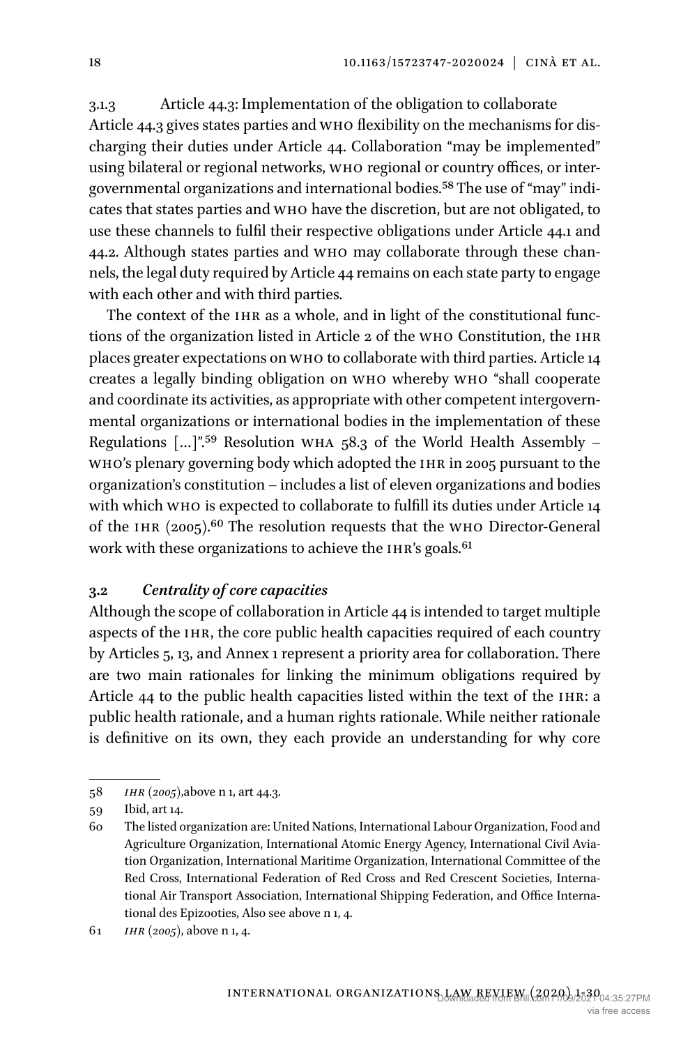#### 3.1.3 Article 44.3: Implementation of the obligation to collaborate

Article 44.3 gives states parties and WHO flexibility on the mechanisms for discharging their duties under Article 44. Collaboration "may be implemented" using bilateral or regional networks, WHO regional or country offices, or intergovernmental organizations and international bodies.[58] The use of "may" indicates that states parties and WHO have the discretion, but are not obligated, to use these channels to fulfil their respective obligations under Article 44.1 and 44.2. Although states parties and WHO may collaborate through these channels, the legal duty required by Article 44 remains on each state party to engage with each other and with third parties.

The context of the IHR as a whole, and in light of the constitutional functions of the organization listed in Article 2 of the WHO Constitution, the IHR places greater expectations on WHO to collaborate with third parties. Article 14 creates a legally binding obligation on WHO whereby WHO "shall cooperate and coordinate its activities, as appropriate with other competent intergovernmental organizations or international bodies in the implementation of these Regulations […]".[59] Resolution WHA 58.3 of the World Health Assembly – WHO's plenary governing body which adopted the IHR in 2005 pursuant to the organization's constitution – includes a list of eleven organizations and bodies with which WHO is expected to collaborate to fulfill its duties under Article 14 of the IHR (2005).[60] The resolution requests that the WHO Director-General work with these organizations to achieve the IHR's goals.[61]

### 3.2 *Centrality of core capacities*

Although the scope of collaboration in Article 44 is intended to target multiple aspects of the IHR, the core public health capacities required of each country by Articles 5, 13, and Annex 1 represent a priority area for collaboration. There are two main rationales for linking the minimum obligations required by Article 44 to the public health capacities listed within the text of the IHR: a public health rationale, and a human rights rationale. While neither rationale is definitive on its own, they each provide an understanding for why core

---

58 *IHR (2005)*,above n 1, art 44.3.

59 Ibid, art 14.

60 The listed organization are: United Nations, International Labour Organization, Food and Agriculture Organization, International Atomic Energy Agency, International Civil Aviation Organization, International Maritime Organization, International Committee of the Red Cross, International Federation of Red Cross and Red Crescent Societies, International Air Transport Association, International Shipping Federation, and Office International des Epizooties, Also see above n 1, 4.

61 *IHR (2005)*, above n 1, 4.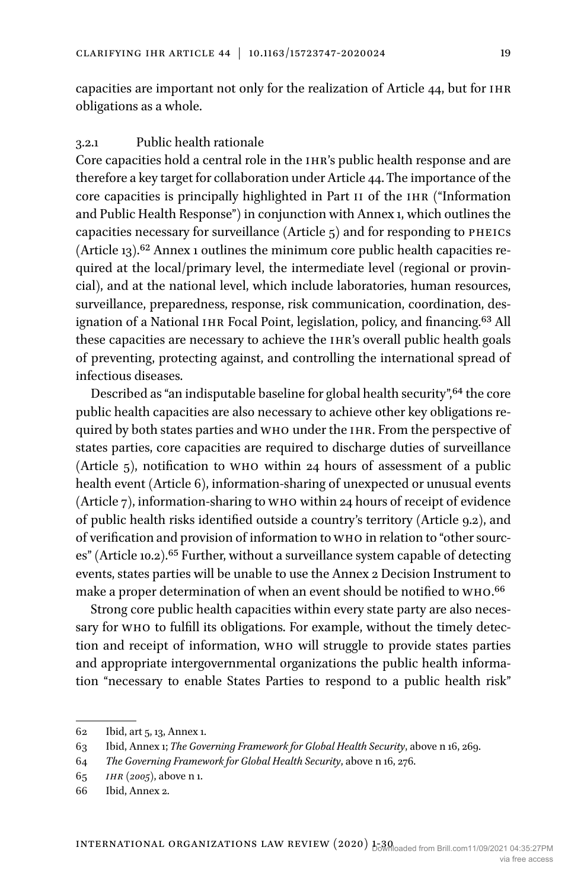capacities are important not only for the realization of Article 44, but for IHR obligations as a whole.

#### 3.2.1 Public health rationale

Core capacities hold a central role in the IHR's public health response and are therefore a key target for collaboration under Article 44. The importance of the core capacities is principally highlighted in Part II of the IHR ("Information and Public Health Response") in conjunction with Annex 1, which outlines the capacities necessary for surveillance (Article 5) and for responding to PHEICs (Article 13).[62] Annex 1 outlines the minimum core public health capacities required at the local/primary level, the intermediate level (regional or provincial), and at the national level, which include laboratories, human resources, surveillance, preparedness, response, risk communication, coordination, designation of a National IHR Focal Point, legislation, policy, and financing.[63] All these capacities are necessary to achieve the IHR's overall public health goals of preventing, protecting against, and controlling the international spread of infectious diseases.

Described as "an indisputable baseline for global health security",[64] the core public health capacities are also necessary to achieve other key obligations required by both states parties and WHO under the IHR. From the perspective of states parties, core capacities are required to discharge duties of surveillance (Article 5), notification to WHO within 24 hours of assessment of a public health event (Article 6), information-sharing of unexpected or unusual events (Article 7), information-sharing to WHO within 24 hours of receipt of evidence of public health risks identified outside a country's territory (Article 9.2), and of verification and provision of information to WHO in relation to "other sources" (Article 10.2).[65] Further, without a surveillance system capable of detecting events, states parties will be unable to use the Annex 2 Decision Instrument to make a proper determination of when an event should be notified to WHO.[66]

Strong core public health capacities within every state party are also necessary for WHO to fulfill its obligations. For example, without the timely detection and receipt of information, WHO will struggle to provide states parties and appropriate intergovernmental organizations the public health information "necessary to enable States Parties to respond to a public health risk"

---

62 Ibid, art 5, 13, Annex 1.

63 Ibid, Annex 1; *The Governing Framework for Global Health Security*, above n 16, 269.

64 *The Governing Framework for Global Health Security*, above n 16, 276.

65 *IHR (2005)*, above n 1.

66 Ibid, Annex 2.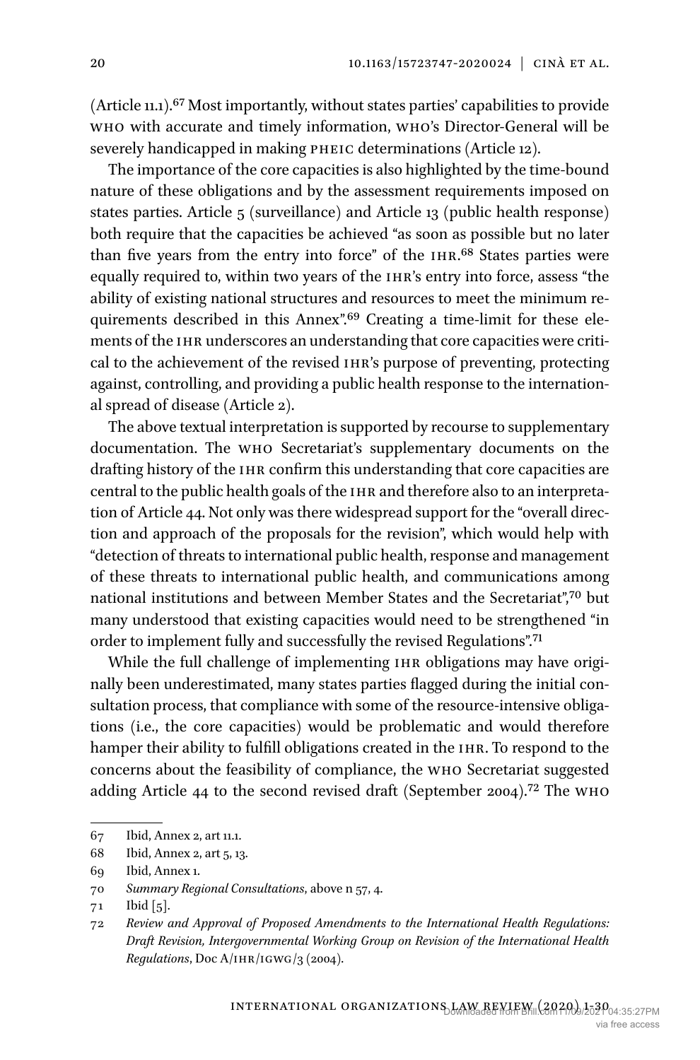(Article 11.1).[67] Most importantly, without states parties' capabilities to provide WHO with accurate and timely information, WHO's Director-General will be severely handicapped in making PHEIC determinations (Article 12).

The importance of the core capacities is also highlighted by the time-bound nature of these obligations and by the assessment requirements imposed on states parties. Article 5 (surveillance) and Article 13 (public health response) both require that the capacities be achieved "as soon as possible but no later than five years from the entry into force" of the IHR.[68] States parties were equally required to, within two years of the IHR's entry into force, assess "the ability of existing national structures and resources to meet the minimum requirements described in this Annex".[69] Creating a time-limit for these elements of the IHR underscores an understanding that core capacities were critical to the achievement of the revised IHR's purpose of preventing, protecting against, controlling, and providing a public health response to the international spread of disease (Article 2).

The above textual interpretation is supported by recourse to supplementary documentation. The WHO Secretariat's supplementary documents on the drafting history of the IHR confirm this understanding that core capacities are central to the public health goals of the IHR and therefore also to an interpretation of Article 44. Not only was there widespread support for the "overall direction and approach of the proposals for the revision", which would help with "detection of threats to international public health, response and management of these threats to international public health, and communications among national institutions and between Member States and the Secretariat",[70] but many understood that existing capacities would need to be strengthened "in order to implement fully and successfully the revised Regulations".[71]

While the full challenge of implementing IHR obligations may have originally been underestimated, many states parties flagged during the initial consultation process, that compliance with some of the resource-intensive obligations (i.e., the core capacities) would be problematic and would therefore hamper their ability to fulfill obligations created in the IHR. To respond to the concerns about the feasibility of compliance, the WHO Secretariat suggested adding Article 44 to the second revised draft (September 2004).[72] The WHO

---

67 Ibid, Annex 2, art 11.1.

68 Ibid, Annex 2, art 5, 13.

69 Ibid, Annex 1.

70 *Summary Regional Consultations*, above n 57, 4.

71 Ibid [5].

72 *Review and Approval of Proposed Amendments to the International Health Regulations: Draft Revision, Intergovernmental Working Group on Revision of the International Health Regulations*, Doc A/IHR/IGWG/3 (2004).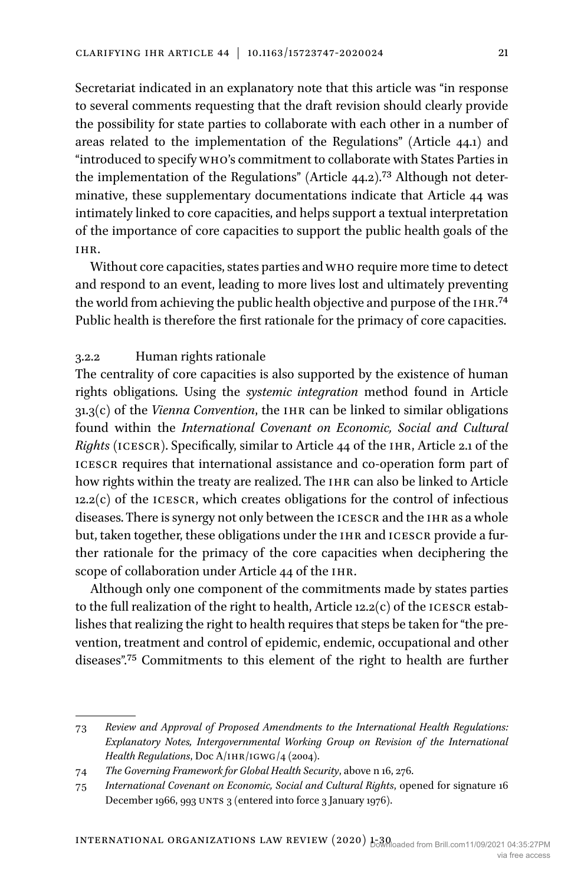Secretariat indicated in an explanatory note that this article was "in response to several comments requesting that the draft revision should clearly provide the possibility for state parties to collaborate with each other in a number of areas related to the implementation of the Regulations" (Article 44.1) and "introduced to specify WHO's commitment to collaborate with States Parties in the implementation of the Regulations" (Article 44.2).[73] Although not determinative, these supplementary documentations indicate that Article 44 was intimately linked to core capacities, and helps support a textual interpretation of the importance of core capacities to support the public health goals of the IHR.

Without core capacities, states parties and WHO require more time to detect and respond to an event, leading to more lives lost and ultimately preventing the world from achieving the public health objective and purpose of the IHR.[74] Public health is therefore the first rationale for the primacy of core capacities.

### 3.2.2 Human rights rationale

The centrality of core capacities is also supported by the existence of human rights obligations. Using the *systemic integration* method found in Article 31.3(c) of the *Vienna Convention*, the IHR can be linked to similar obligations found within the *International Covenant on Economic, Social and Cultural Rights* (ICESCR). Specifically, similar to Article 44 of the IHR, Article 2.1 of the ICESCR requires that international assistance and co-operation form part of how rights within the treaty are realized. The IHR can also be linked to Article 12.2(c) of the ICESCR, which creates obligations for the control of infectious diseases. There is synergy not only between the ICESCR and the IHR as a whole but, taken together, these obligations under the IHR and ICESCR provide a further rationale for the primacy of the core capacities when deciphering the scope of collaboration under Article 44 of the IHR.

Although only one component of the commitments made by states parties to the full realization of the right to health, Article 12.2(c) of the ICESCR establishes that realizing the right to health requires that steps be taken for "the prevention, treatment and control of epidemic, endemic, occupational and other diseases".[75] Commitments to this element of the right to health are further

---

73 *Review and Approval of Proposed Amendments to the International Health Regulations: Explanatory Notes, Intergovernmental Working Group on Revision of the International Health Regulations*, Doc A/IHR/IGWG/4 (2004).

74 *The Governing Framework for Global Health Security*, above n 16, 276.

75 *International Covenant on Economic, Social and Cultural Rights*, opened for signature 16 December 1966, 993 UNTS 3 (entered into force 3 January 1976).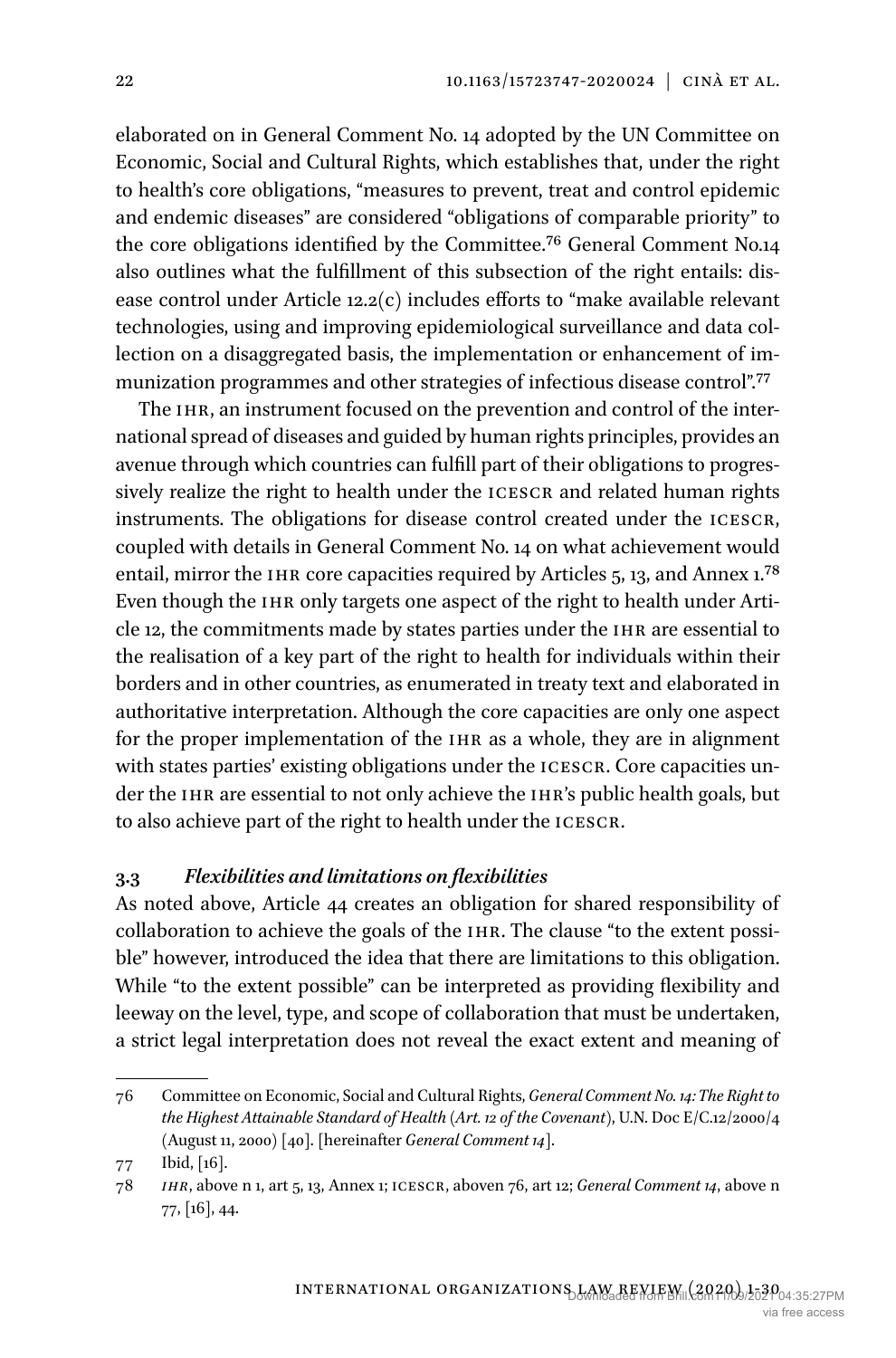elaborated on in General Comment No. 14 adopted by the UN Committee on Economic, Social and Cultural Rights, which establishes that, under the right to health's core obligations, "measures to prevent, treat and control epidemic and endemic diseases" are considered "obligations of comparable priority" to the core obligations identified by the Committee.[76] General Comment No.14 also outlines what the fulfillment of this subsection of the right entails: disease control under Article 12.2(c) includes efforts to "make available relevant technologies, using and improving epidemiological surveillance and data collection on a disaggregated basis, the implementation or enhancement of immunization programmes and other strategies of infectious disease control".[77]

The IHR, an instrument focused on the prevention and control of the international spread of diseases and guided by human rights principles, provides an avenue through which countries can fulfill part of their obligations to progressively realize the right to health under the ICESCR and related human rights instruments. The obligations for disease control created under the ICESCR, coupled with details in General Comment No. 14 on what achievement would entail, mirror the IHR core capacities required by Articles 5, 13, and Annex 1.[78] Even though the IHR only targets one aspect of the right to health under Article 12, the commitments made by states parties under the IHR are essential to the realisation of a key part of the right to health for individuals within their borders and in other countries, as enumerated in treaty text and elaborated in authoritative interpretation. Although the core capacities are only one aspect for the proper implementation of the IHR as a whole, they are in alignment with states parties' existing obligations under the ICESCR. Core capacities under the IHR are essential to not only achieve the IHR's public health goals, but to also achieve part of the right to health under the ICESCR.

### 3.3 *Flexibilities and limitations on flexibilities*

As noted above, Article 44 creates an obligation for shared responsibility of collaboration to achieve the goals of the IHR. The clause "to the extent possible" however, introduced the idea that there are limitations to this obligation. While "to the extent possible" can be interpreted as providing flexibility and leeway on the level, type, and scope of collaboration that must be undertaken, a strict legal interpretation does not reveal the exact extent and meaning of

---

76 Committee on Economic, Social and Cultural Rights, *General Comment No. 14: The Right to the Highest Attainable Standard of Health (Art. 12 of the Covenant)*, U.N. Doc E/C.12/2000/4 (August 11, 2000) [40]. [hereinafter *General Comment 14*].

77 Ibid, [16].

78 *IHR*, above n 1, art 5, 13, Annex 1; ICESCR, aboven 76, art 12; *General Comment 14*, above n 77, [16], 44.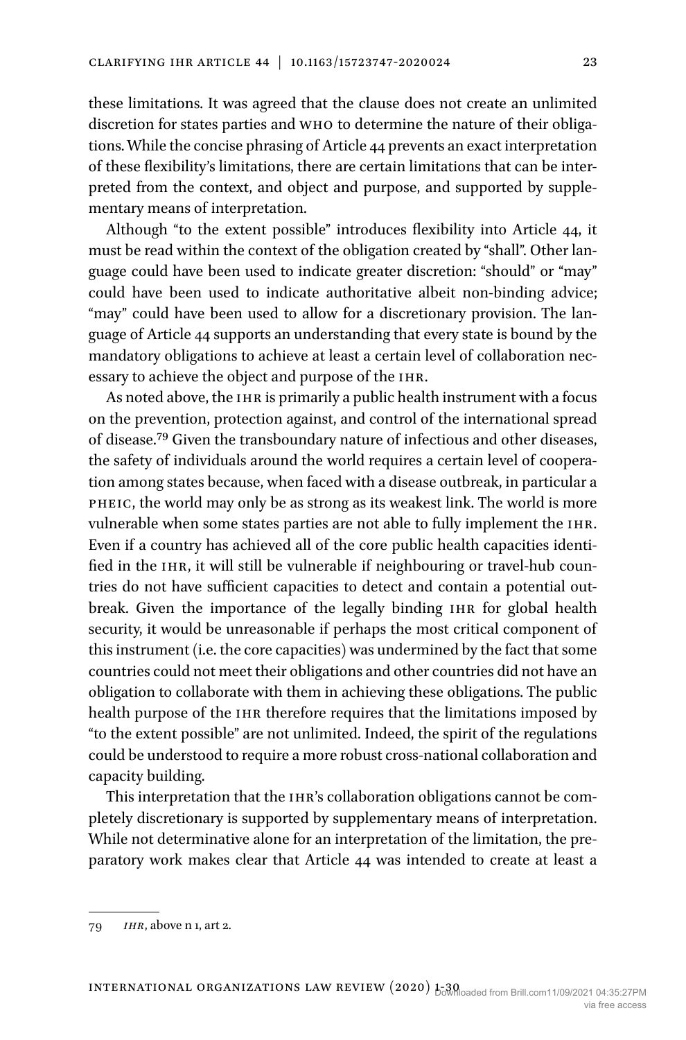these limitations. It was agreed that the clause does not create an unlimited discretion for states parties and WHO to determine the nature of their obligations. While the concise phrasing of Article 44 prevents an exact interpretation of these flexibility's limitations, there are certain limitations that can be interpreted from the context, and object and purpose, and supported by supplementary means of interpretation.

Although "to the extent possible" introduces flexibility into Article 44, it must be read within the context of the obligation created by "shall". Other language could have been used to indicate greater discretion: "should" or "may" could have been used to indicate authoritative albeit non-binding advice; "may" could have been used to allow for a discretionary provision. The language of Article 44 supports an understanding that every state is bound by the mandatory obligations to achieve at least a certain level of collaboration necessary to achieve the object and purpose of the IHR.

As noted above, the IHR is primarily a public health instrument with a focus on the prevention, protection against, and control of the international spread of disease.[79] Given the transboundary nature of infectious and other diseases, the safety of individuals around the world requires a certain level of cooperation among states because, when faced with a disease outbreak, in particular a PHEIC, the world may only be as strong as its weakest link. The world is more vulnerable when some states parties are not able to fully implement the IHR. Even if a country has achieved all of the core public health capacities identified in the IHR, it will still be vulnerable if neighbouring or travel-hub countries do not have sufficient capacities to detect and contain a potential outbreak. Given the importance of the legally binding IHR for global health security, it would be unreasonable if perhaps the most critical component of this instrument (i.e. the core capacities) was undermined by the fact that some countries could not meet their obligations and other countries did not have an obligation to collaborate with them in achieving these obligations. The public health purpose of the IHR therefore requires that the limitations imposed by "to the extent possible" are not unlimited. Indeed, the spirit of the regulations could be understood to require a more robust cross-national collaboration and capacity building.

This interpretation that the IHR's collaboration obligations cannot be completely discretionary is supported by supplementary means of interpretation. While not determinative alone for an interpretation of the limitation, the preparatory work makes clear that Article 44 was intended to create at least a

---

79 *IHR*, above n 1, art 2.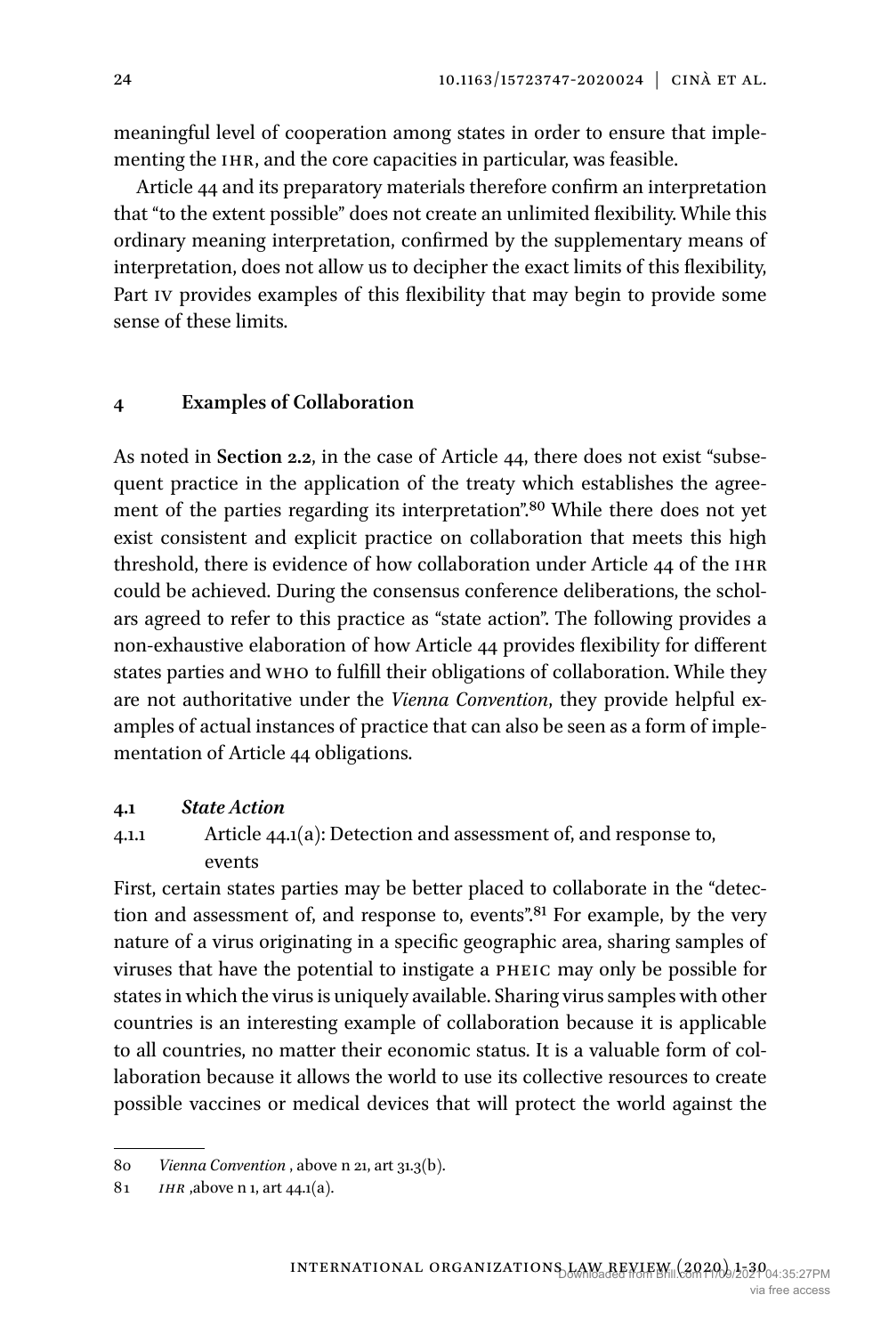meaningful level of cooperation among states in order to ensure that implementing the IHR, and the core capacities in particular, was feasible.

Article 44 and its preparatory materials therefore confirm an interpretation that "to the extent possible" does not create an unlimited flexibility. While this ordinary meaning interpretation, confirmed by the supplementary means of interpretation, does not allow us to decipher the exact limits of this flexibility, Part IV provides examples of this flexibility that may begin to provide some sense of these limits.

## 4 Examples of Collaboration

As noted in **Section 2.2**, in the case of Article 44, there does not exist "subsequent practice in the application of the treaty which establishes the agreement of the parties regarding its interpretation".[80] While there does not yet exist consistent and explicit practice on collaboration that meets this high threshold, there is evidence of how collaboration under Article 44 of the IHR could be achieved. During the consensus conference deliberations, the scholars agreed to refer to this practice as "state action". The following provides a non-exhaustive elaboration of how Article 44 provides flexibility for different states parties and WHO to fulfill their obligations of collaboration. While they are not authoritative under the *Vienna Convention*, they provide helpful examples of actual instances of practice that can also be seen as a form of implementation of Article 44 obligations.

### 4.1 *State Action*

#### 4.1.1 Article 44.1(a): Detection and assessment of, and response to, events

First, certain states parties may be better placed to collaborate in the "detection and assessment of, and response to, events".[81] For example, by the very nature of a virus originating in a specific geographic area, sharing samples of viruses that have the potential to instigate a PHEIC may only be possible for states in which the virus is uniquely available. Sharing virus samples with other countries is an interesting example of collaboration because it is applicable to all countries, no matter their economic status. It is a valuable form of collaboration because it allows the world to use its collective resources to create possible vaccines or medical devices that will protect the world against the

---

80 *Vienna Convention* , above n 21, art 31.3(b).

81 *IHR* ,above n 1, art 44.1(a).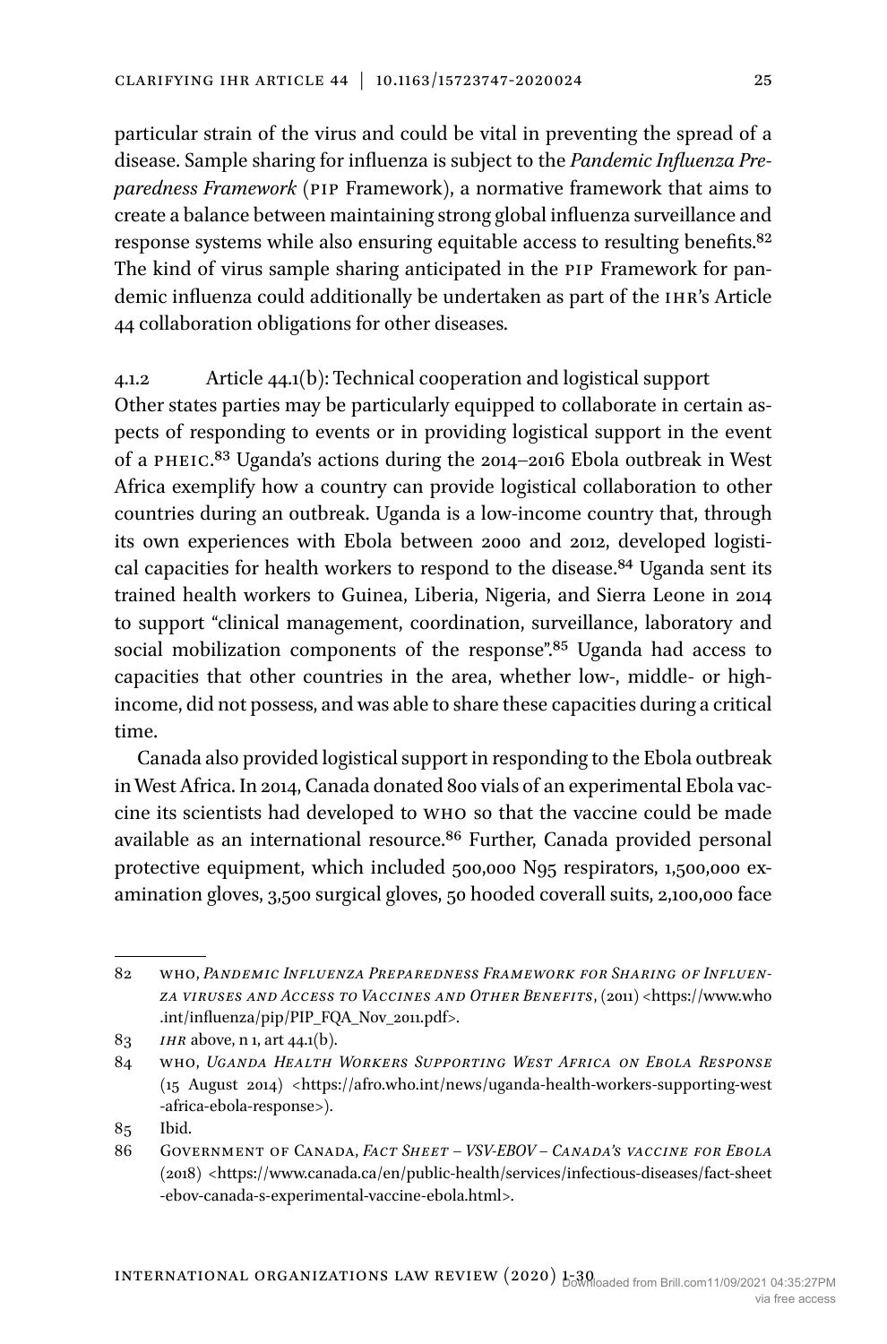particular strain of the virus and could be vital in preventing the spread of a disease. Sample sharing for influenza is subject to the *Pandemic Influenza Preparedness Framework* (PIP Framework), a normative framework that aims to create a balance between maintaining strong global influenza surveillance and response systems while also ensuring equitable access to resulting benefits.[82] The kind of virus sample sharing anticipated in the PIP Framework for pandemic influenza could additionally be undertaken as part of the IHR's Article 44 collaboration obligations for other diseases.

#### 4.1.2 Article 44.1(b): Technical cooperation and logistical support

Other states parties may be particularly equipped to collaborate in certain aspects of responding to events or in providing logistical support in the event of a PHEIC.[83] Uganda's actions during the 2014–2016 Ebola outbreak in West Africa exemplify how a country can provide logistical collaboration to other countries during an outbreak. Uganda is a low-income country that, through its own experiences with Ebola between 2000 and 2012, developed logistical capacities for health workers to respond to the disease.[84] Uganda sent its trained health workers to Guinea, Liberia, Nigeria, and Sierra Leone in 2014 to support "clinical management, coordination, surveillance, laboratory and social mobilization components of the response".[85] Uganda had access to capacities that other countries in the area, whether low-, middle- or high-income, did not possess, and was able to share these capacities during a critical time.

Canada also provided logistical support in responding to the Ebola outbreak in West Africa. In 2014, Canada donated 800 vials of an experimental Ebola vaccine its scientists had developed to WHO so that the vaccine could be made available as an international resource.[86] Further, Canada provided personal protective equipment, which included 500,000 N95 respirators, 1,500,000 examination gloves, 3,500 surgical gloves, 50 hooded coverall suits, 2,100,000 face

---

82 WHO, *Pandemic Influenza Preparedness Framework for Sharing of Influenza Viruses and Access to Vaccines and Other Benefits*, (2011) <https://www.who.int/influenza/pip/PIP_FQA_Nov_2011.pdf>.

83 *IHR* above, n 1, art 44.1(b).

84 WHO, *Uganda Health Workers Supporting West Africa on Ebola Response* (15 August 2014) <https://afro.who.int/news/uganda-health-workers-supporting-west-africa-ebola-response>).

85 Ibid.

86 Government of Canada, *Fact Sheet – VSV-EBOV – Canada's vaccine for Ebola* (2018) <https://www.canada.ca/en/public-health/services/infectious-diseases/fact-sheet-ebov-canada-s-experimental-vaccine-ebola.html>.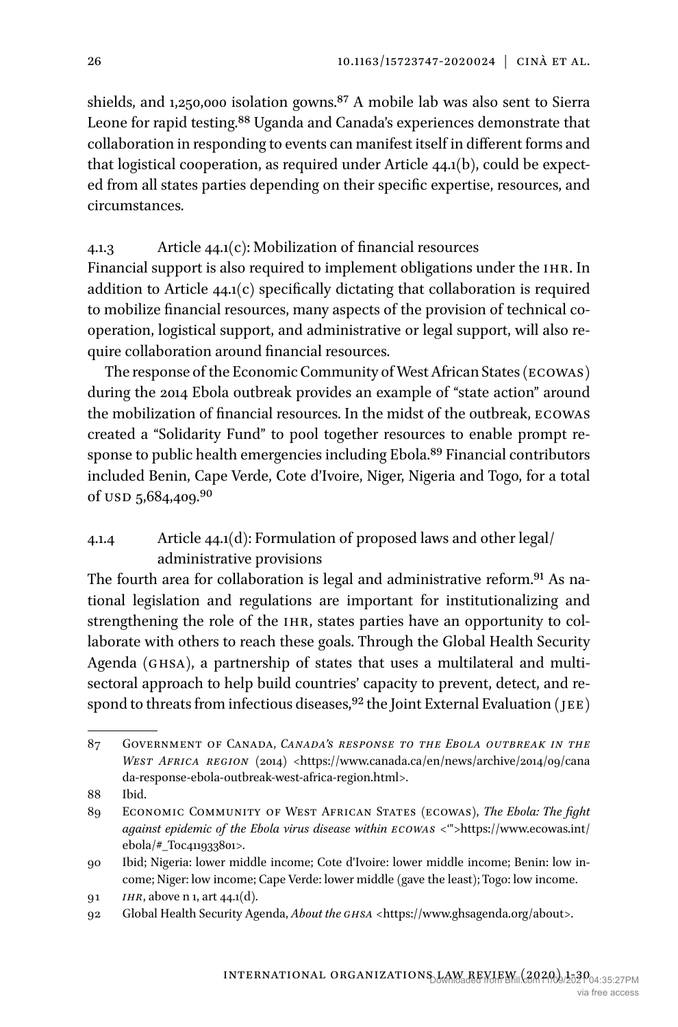shields, and 1,250,000 isolation gowns.[87] A mobile lab was also sent to Sierra Leone for rapid testing.[88] Uganda and Canada's experiences demonstrate that collaboration in responding to events can manifest itself in different forms and that logistical cooperation, as required under Article 44.1(b), could be expected from all states parties depending on their specific expertise, resources, and circumstances.

#### 4.1.3 Article 44.1(c): Mobilization of financial resources

Financial support is also required to implement obligations under the IHR. In addition to Article 44.1(c) specifically dictating that collaboration is required to mobilize financial resources, many aspects of the provision of technical cooperation, logistical support, and administrative or legal support, will also require collaboration around financial resources.

The response of the Economic Community of West African States (ECOWAS) during the 2014 Ebola outbreak provides an example of "state action" around the mobilization of financial resources. In the midst of the outbreak, ECOWAS created a "Solidarity Fund" to pool together resources to enable prompt response to public health emergencies including Ebola.[89] Financial contributors included Benin, Cape Verde, Cote d'Ivoire, Niger, Nigeria and Togo, for a total of USD 5,684,409.[90]

#### 4.1.4 Article 44.1(d): Formulation of proposed laws and other legal/administrative provisions

The fourth area for collaboration is legal and administrative reform.[91] As national legislation and regulations are important for institutionalizing and strengthening the role of the IHR, states parties have an opportunity to collaborate with others to reach these goals. Through the Global Health Security Agenda (GHSA), a partnership of states that uses a multilateral and multisectoral approach to help build countries' capacity to prevent, detect, and respond to threats from infectious diseases,[92] the Joint External Evaluation (JEE)

---

87 Government of Canada, *Canada's response to the Ebola outbreak in the West Africa region* (2014) <https://www.canada.ca/en/news/archive/2014/09/canada-response-ebola-outbreak-west-africa-region.html>.

88 Ibid.

89 Economic Community of West African States (ECOWAS), *The Ebola: The fight against epidemic of the Ebola virus disease within ECOWAS* <"">https://www.ecowas.int/ebola/#_Toc411933801>.

90 Ibid; Nigeria: lower middle income; Cote d'Ivoire: lower middle income; Benin: low income; Niger: low income; Cape Verde: lower middle (gave the least); Togo: low income.

91 *IHR*, above n 1, art 44.1(d).

92 Global Health Security Agenda, *About the GHSA* <https://www.ghsagenda.org/about>.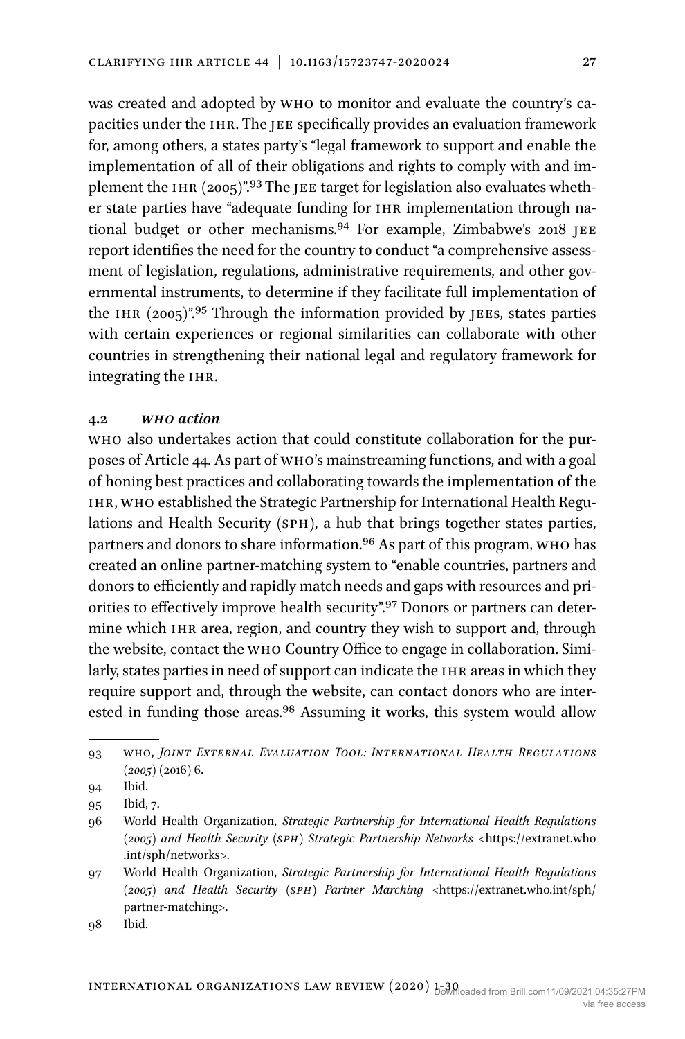was created and adopted by WHO to monitor and evaluate the country's capacities under the IHR. The JEE specifically provides an evaluation framework for, among others, a states party's "legal framework to support and enable the implementation of all of their obligations and rights to comply with and implement the IHR (2005)".[93] The JEE target for legislation also evaluates whether state parties have "adequate funding for IHR implementation through national budget or other mechanisms.[94] For example, Zimbabwe's 2018 JEE report identifies the need for the country to conduct "a comprehensive assessment of legislation, regulations, administrative requirements, and other governmental instruments, to determine if they facilitate full implementation of the IHR (2005)".[95] Through the information provided by JEEs, states parties with certain experiences or regional similarities can collaborate with other countries in strengthening their national legal and regulatory framework for integrating the IHR.

### 4.2 *WHO action*

WHO also undertakes action that could constitute collaboration for the purposes of Article 44. As part of WHO's mainstreaming functions, and with a goal of honing best practices and collaborating towards the implementation of the IHR, WHO established the Strategic Partnership for International Health Regulations and Health Security (SPH), a hub that brings together states parties, partners and donors to share information.[96] As part of this program, WHO has created an online partner-matching system to "enable countries, partners and donors to efficiently and rapidly match needs and gaps with resources and priorities to effectively improve health security".[97] Donors or partners can determine which IHR area, region, and country they wish to support and, through the website, contact the WHO Country Office to engage in collaboration. Similarly, states parties in need of support can indicate the IHR areas in which they require support and, through the website, can contact donors who are interested in funding those areas.[98] Assuming it works, this system would allow

---

93 WHO, *Joint External Evaluation Tool: International Health Regulations (2005)* (2016) 6.

94 Ibid.

95 Ibid, 7.

96 World Health Organization, *Strategic Partnership for International Health Regulations (2005) and Health Security (SPH) Strategic Partnership Networks* <https://extranet.who.int/sph/networks>.

97 World Health Organization, *Strategic Partnership for International Health Regulations (2005) and Health Security (SPH) Partner Marching* <https://extranet.who.int/sph/partner-matching>.

98 Ibid.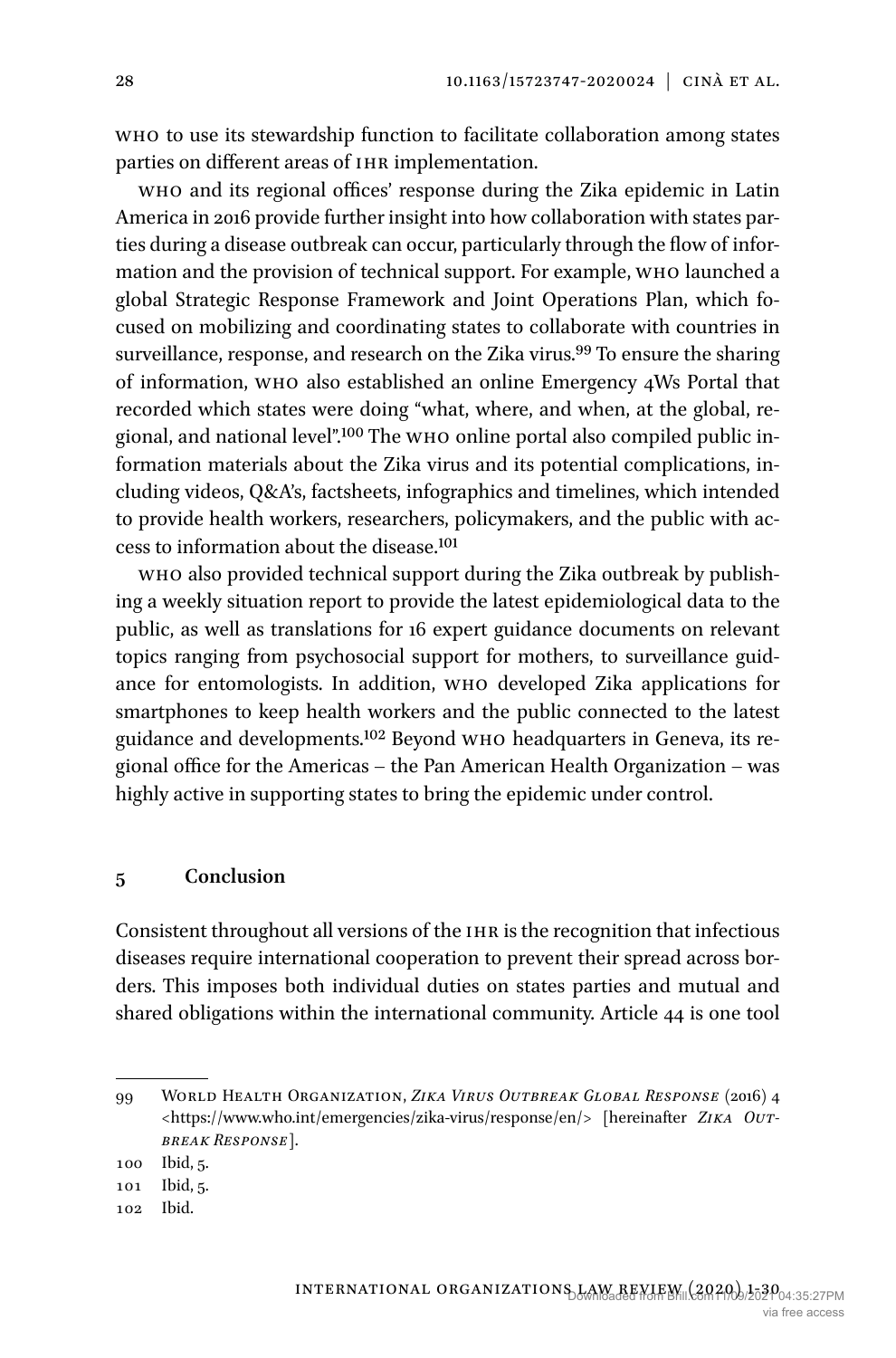WHO to use its stewardship function to facilitate collaboration among states parties on different areas of IHR implementation.

WHO and its regional offices' response during the Zika epidemic in Latin America in 2016 provide further insight into how collaboration with states parties during a disease outbreak can occur, particularly through the flow of information and the provision of technical support. For example, WHO launched a global Strategic Response Framework and Joint Operations Plan, which focused on mobilizing and coordinating states to collaborate with countries in surveillance, response, and research on the Zika virus.[99] To ensure the sharing of information, WHO also established an online Emergency 4Ws Portal that recorded which states were doing "what, where, and when, at the global, regional, and national level".[100] The WHO online portal also compiled public information materials about the Zika virus and its potential complications, including videos, Q&A's, factsheets, infographics and timelines, which intended to provide health workers, researchers, policymakers, and the public with access to information about the disease.[101]

WHO also provided technical support during the Zika outbreak by publishing a weekly situation report to provide the latest epidemiological data to the public, as well as translations for 16 expert guidance documents on relevant topics ranging from psychosocial support for mothers, to surveillance guidance for entomologists. In addition, WHO developed Zika applications for smartphones to keep health workers and the public connected to the latest guidance and developments.[102] Beyond WHO headquarters in Geneva, its regional office for the Americas – the Pan American Health Organization – was highly active in supporting states to bring the epidemic under control.

## 5 Conclusion

Consistent throughout all versions of the IHR is the recognition that infectious diseases require international cooperation to prevent their spread across borders. This imposes both individual duties on states parties and mutual and shared obligations within the international community. Article 44 is one tool

---

99 World Health Organization, *Zika Virus Outbreak Global Response* (2016) 4 <https://www.who.int/emergencies/zika-virus/response/en/> [hereinafter *Zika Outbreak Response*].

100 Ibid, 5.

101 Ibid, 5.

102 Ibid.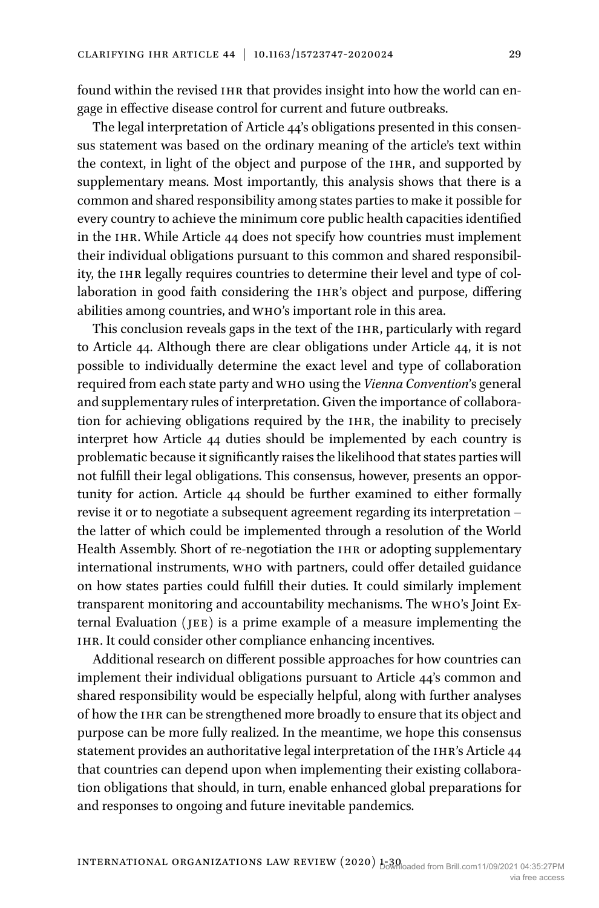found within the revised IHR that provides insight into how the world can engage in effective disease control for current and future outbreaks.

The legal interpretation of Article 44's obligations presented in this consensus statement was based on the ordinary meaning of the article's text within the context, in light of the object and purpose of the IHR, and supported by supplementary means. Most importantly, this analysis shows that there is a common and shared responsibility among states parties to make it possible for every country to achieve the minimum core public health capacities identified in the IHR. While Article 44 does not specify how countries must implement their individual obligations pursuant to this common and shared responsibility, the IHR legally requires countries to determine their level and type of collaboration in good faith considering the IHR's object and purpose, differing abilities among countries, and WHO's important role in this area.

This conclusion reveals gaps in the text of the IHR, particularly with regard to Article 44. Although there are clear obligations under Article 44, it is not possible to individually determine the exact level and type of collaboration required from each state party and WHO using the *Vienna Convention*'s general and supplementary rules of interpretation. Given the importance of collaboration for achieving obligations required by the IHR, the inability to precisely interpret how Article 44 duties should be implemented by each country is problematic because it significantly raises the likelihood that states parties will not fulfill their legal obligations. This consensus, however, presents an opportunity for action. Article 44 should be further examined to either formally revise it or to negotiate a subsequent agreement regarding its interpretation – the latter of which could be implemented through a resolution of the World Health Assembly. Short of re-negotiation the IHR or adopting supplementary international instruments, WHO with partners, could offer detailed guidance on how states parties could fulfill their duties. It could similarly implement transparent monitoring and accountability mechanisms. The WHO's Joint External Evaluation (JEE) is a prime example of a measure implementing the IHR. It could consider other compliance enhancing incentives.

Additional research on different possible approaches for how countries can implement their individual obligations pursuant to Article 44's common and shared responsibility would be especially helpful, along with further analyses of how the IHR can be strengthened more broadly to ensure that its object and purpose can be more fully realized. In the meantime, we hope this consensus statement provides an authoritative legal interpretation of the IHR's Article 44 that countries can depend upon when implementing their existing collaboration obligations that should, in turn, enable enhanced global preparations for and responses to ongoing and future inevitable pandemics.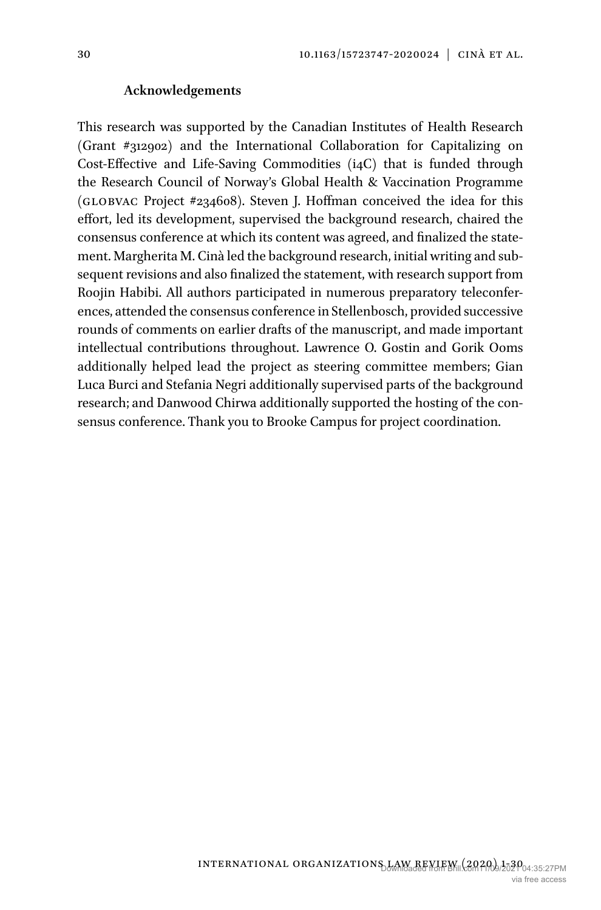## Acknowledgements

This research was supported by the Canadian Institutes of Health Research (Grant #312902) and the International Collaboration for Capitalizing on Cost-Effective and Life-Saving Commodities (i4C) that is funded through the Research Council of Norway's Global Health & Vaccination Programme (GLOBVAC Project #234608). Steven J. Hoffman conceived the idea for this effort, led its development, supervised the background research, chaired the consensus conference at which its content was agreed, and finalized the statement. Margherita M. Cinà led the background research, initial writing and subsequent revisions and also finalized the statement, with research support from Roojin Habibi. All authors participated in numerous preparatory teleconferences, attended the consensus conference in Stellenbosch, provided successive rounds of comments on earlier drafts of the manuscript, and made important intellectual contributions throughout. Lawrence O. Gostin and Gorik Ooms additionally helped lead the project as steering committee members; Gian Luca Burci and Stefania Negri additionally supervised parts of the background research; and Danwood Chirwa additionally supported the hosting of the consensus conference. Thank you to Brooke Campus for project coordination.